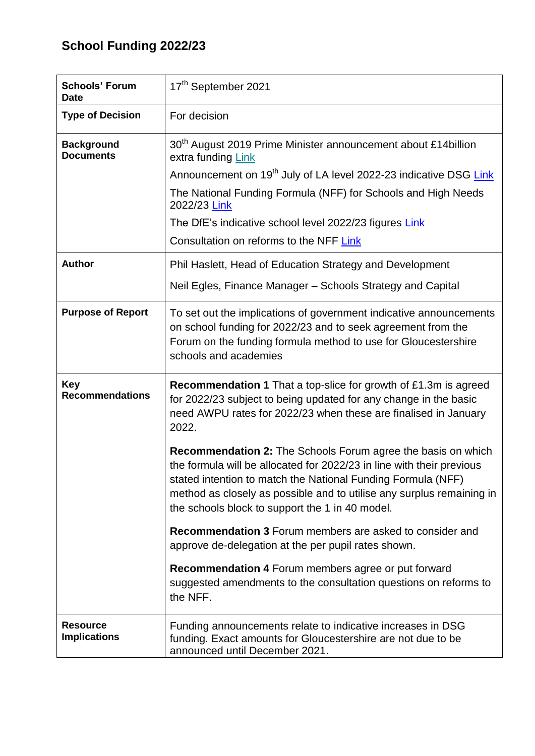# School Funding 2022/23

| | |
|---|---|
| **Schools' Forum Date** | 17th September 2021 |
| **Type of Decision** | For decision |
| **Background Documents** | 30th August 2019 Prime Minister announcement about £14billion extra funding Link<br>Announcement on 19th July of LA level 2022-23 indicative DSG Link<br>The National Funding Formula (NFF) for Schools and High Needs 2022/23 Link<br>The DfE's indicative school level 2022/23 figures Link<br>Consultation on reforms to the NFF Link |
| **Author** | Phil Haslett, Head of Education Strategy and Development<br>Neil Egles, Finance Manager – Schools Strategy and Capital |
| **Purpose of Report** | To set out the implications of government indicative announcements on school funding for 2022/23 and to seek agreement from the Forum on the funding formula method to use for Gloucestershire schools and academies |
| **Key Recommendations** | **Recommendation 1** That a top-slice for growth of £1.3m is agreed for 2022/23 subject to being updated for any change in the basic need AWPU rates for 2022/23 when these are finalised in January 2022.<br>**Recommendation 2:** The Schools Forum agree the basis on which the formula will be allocated for 2022/23 in line with their previous stated intention to match the National Funding Formula (NFF) method as closely as possible and to utilise any surplus remaining in the schools block to support the 1 in 40 model.<br>**Recommendation 3** Forum members are asked to consider and approve de-delegation at the per pupil rates shown.<br>**Recommendation 4** Forum members agree or put forward suggested amendments to the consultation questions on reforms to the NFF. |
| **Resource Implications** | Funding announcements relate to indicative increases in DSG funding. Exact amounts for Gloucestershire are not due to be announced until December 2021. |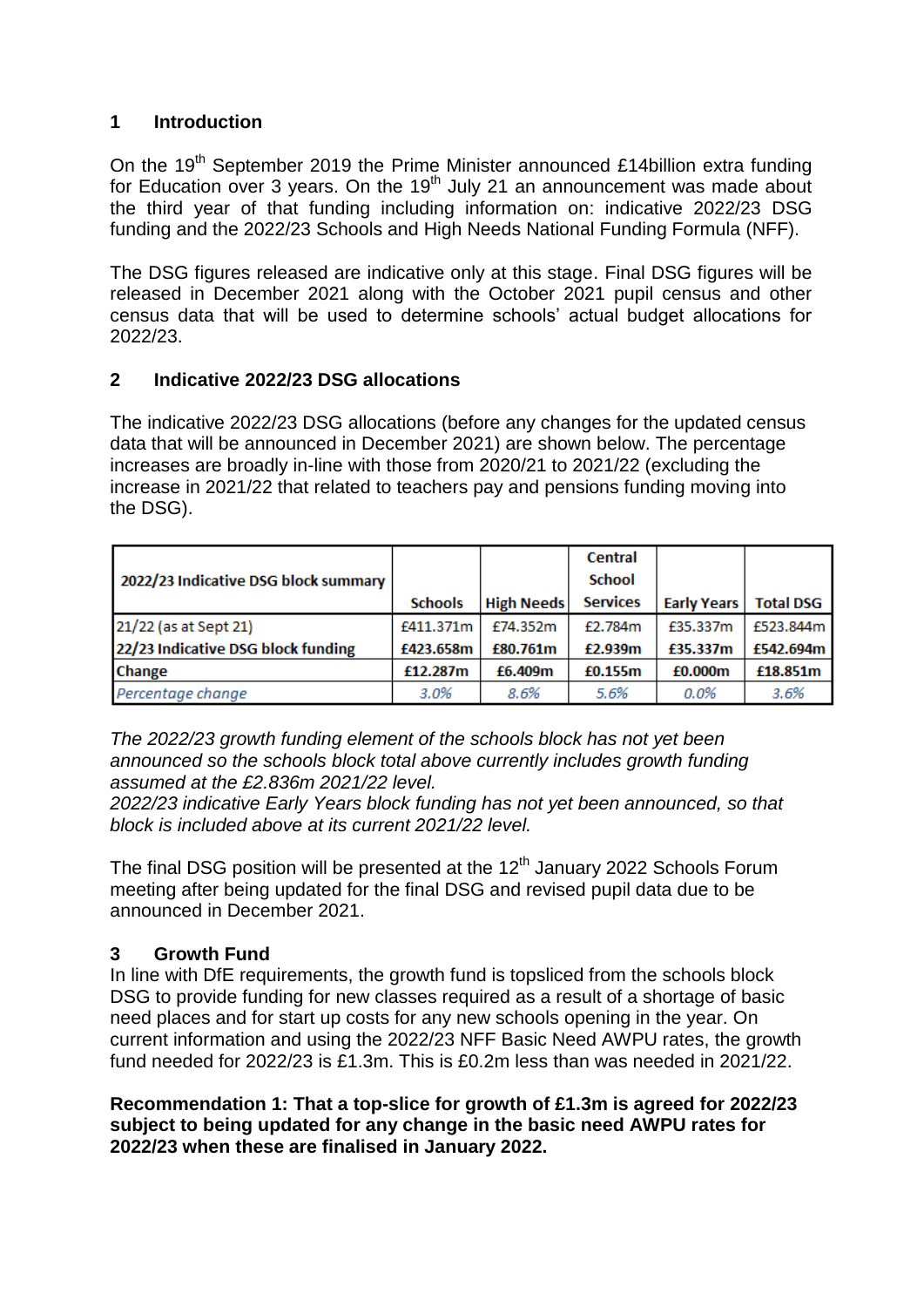## 1 Introduction

On the 19th September 2019 the Prime Minister announced £14billion extra funding for Education over 3 years. On the 19th July 21 an announcement was made about the third year of that funding including information on: indicative 2022/23 DSG funding and the 2022/23 Schools and High Needs National Funding Formula (NFF).

The DSG figures released are indicative only at this stage. Final DSG figures will be released in December 2021 along with the October 2021 pupil census and other census data that will be used to determine schools' actual budget allocations for 2022/23.

## 2 Indicative 2022/23 DSG allocations

The indicative 2022/23 DSG allocations (before any changes for the updated census data that will be announced in December 2021) are shown below. The percentage increases are broadly in-line with those from 2020/21 to 2021/22 (excluding the increase in 2021/22 that related to teachers pay and pensions funding moving into the DSG).

| 2022/23 Indicative DSG block summary | Schools | High Needs | Central School Services | Early Years | Total DSG |
|---|---|---|---|---|---|
| 21/22 (as at Sept 21) | £411.371m | £74.352m | £2.784m | £35.337m | £523.844m |
| **22/23 Indicative DSG block funding** | **£423.658m** | **£80.761m** | **£2.939m** | **£35.337m** | **£542.694m** |
| Change | **£12.287m** | **£6.409m** | **£0.155m** | **£0.000m** | **£18.851m** |
| *Percentage change* | *3.0%* | *8.6%* | *5.6%* | *0.0%* | *3.6%* |

*The 2022/23 growth funding element of the schools block has not yet been announced so the schools block total above currently includes growth funding assumed at the £2.836m 2021/22 level.*
*2022/23 indicative Early Years block funding has not yet been announced, so that block is included above at its current 2021/22 level.*

The final DSG position will be presented at the 12th January 2022 Schools Forum meeting after being updated for the final DSG and revised pupil data due to be announced in December 2021.

## 3 Growth Fund

In line with DfE requirements, the growth fund is topsliced from the schools block DSG to provide funding for new classes required as a result of a shortage of basic need places and for start up costs for any new schools opening in the year. On current information and using the 2022/23 NFF Basic Need AWPU rates, the growth fund needed for 2022/23 is £1.3m. This is £0.2m less than was needed in 2021/22.

**Recommendation 1: That a top-slice for growth of £1.3m is agreed for 2022/23 subject to being updated for any change in the basic need AWPU rates for 2022/23 when these are finalised in January 2022.**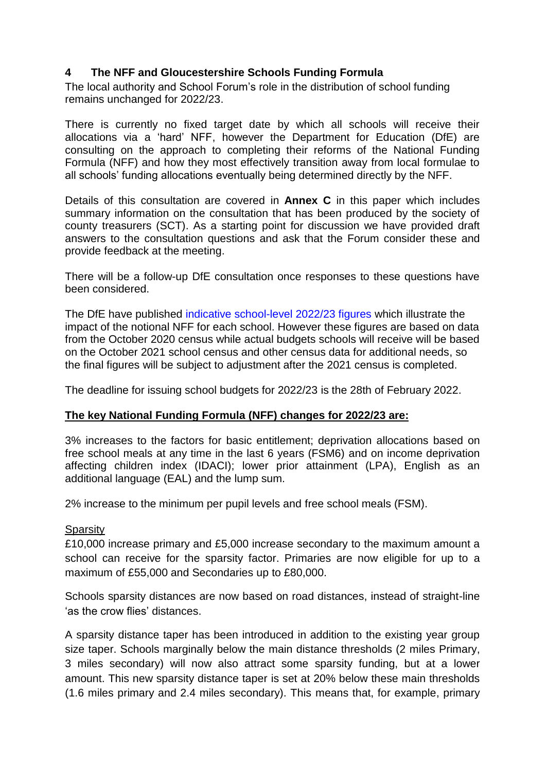## 4 The NFF and Gloucestershire Schools Funding Formula

The local authority and School Forum's role in the distribution of school funding remains unchanged for 2022/23.

There is currently no fixed target date by which all schools will receive their allocations via a 'hard' NFF, however the Department for Education (DfE) are consulting on the approach to completing their reforms of the National Funding Formula (NFF) and how they most effectively transition away from local formulae to all schools' funding allocations eventually being determined directly by the NFF.

Details of this consultation are covered in **Annex C** in this paper which includes summary information on the consultation that has been produced by the society of county treasurers (SCT). As a starting point for discussion we have provided draft answers to the consultation questions and ask that the Forum consider these and provide feedback at the meeting.

There will be a follow-up DfE consultation once responses to these questions have been considered.

The DfE have published indicative school-level 2022/23 figures which illustrate the impact of the notional NFF for each school. However these figures are based on data from the October 2020 census while actual budgets schools will receive will be based on the October 2021 school census and other census data for additional needs, so the final figures will be subject to adjustment after the 2021 census is completed.

The deadline for issuing school budgets for 2022/23 is the 28th of February 2022.

**The key National Funding Formula (NFF) changes for 2022/23 are:**

3% increases to the factors for basic entitlement; deprivation allocations based on free school meals at any time in the last 6 years (FSM6) and on income deprivation affecting children index (IDACI); lower prior attainment (LPA), English as an additional language (EAL) and the lump sum.

2% increase to the minimum per pupil levels and free school meals (FSM).

Sparsity

£10,000 increase primary and £5,000 increase secondary to the maximum amount a school can receive for the sparsity factor. Primaries are now eligible for up to a maximum of £55,000 and Secondaries up to £80,000.

Schools sparsity distances are now based on road distances, instead of straight-line 'as the crow flies' distances.

A sparsity distance taper has been introduced in addition to the existing year group size taper. Schools marginally below the main distance thresholds (2 miles Primary, 3 miles secondary) will now also attract some sparsity funding, but at a lower amount. This new sparsity distance taper is set at 20% below these main thresholds (1.6 miles primary and 2.4 miles secondary). This means that, for example, primary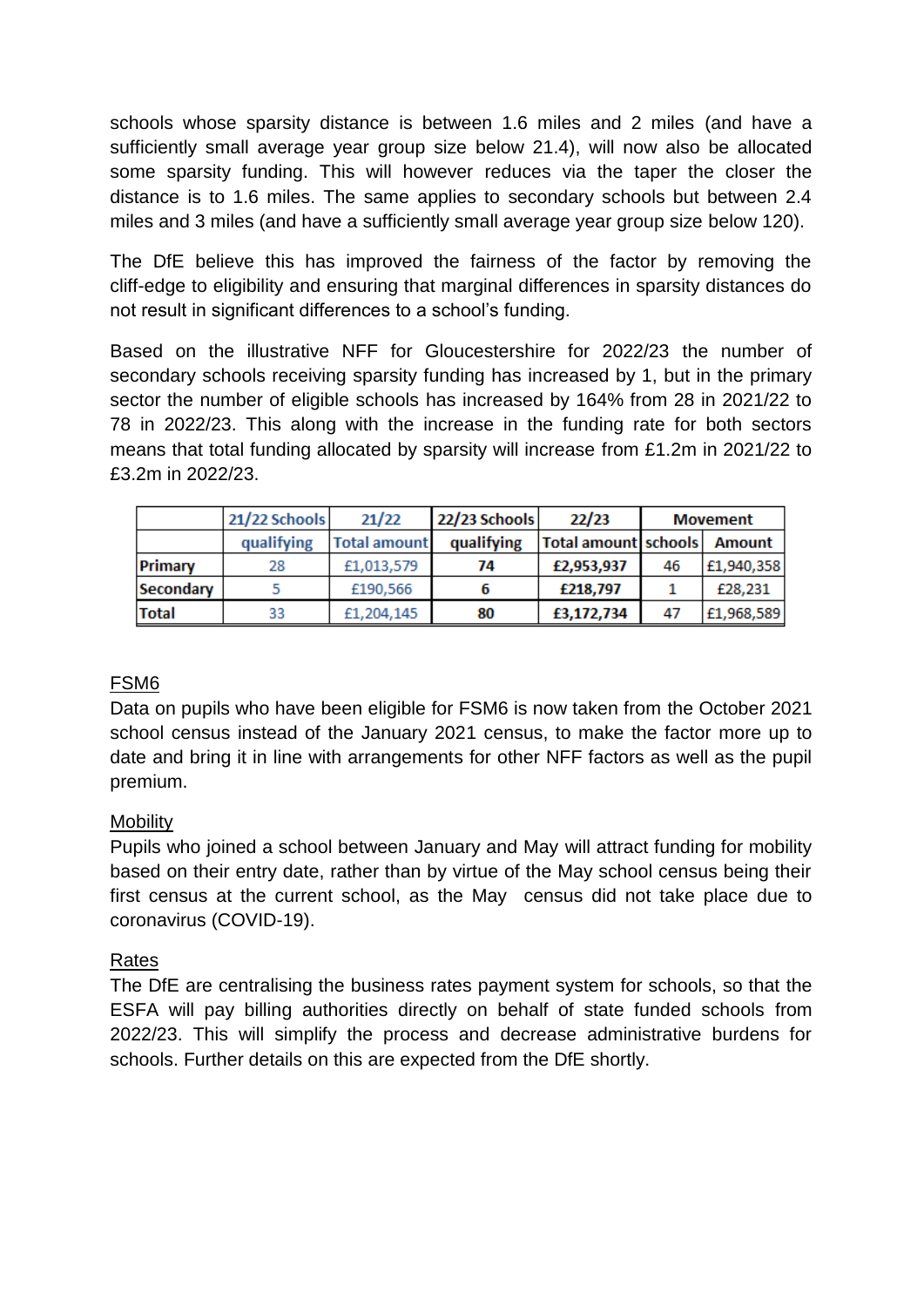schools whose sparsity distance is between 1.6 miles and 2 miles (and have a sufficiently small average year group size below 21.4), will now also be allocated some sparsity funding. This will however reduces via the taper the closer the distance is to 1.6 miles. The same applies to secondary schools but between 2.4 miles and 3 miles (and have a sufficiently small average year group size below 120).

The DfE believe this has improved the fairness of the factor by removing the cliff-edge to eligibility and ensuring that marginal differences in sparsity distances do not result in significant differences to a school's funding.

Based on the illustrative NFF for Gloucestershire for 2022/23 the number of secondary schools receiving sparsity funding has increased by 1, but in the primary sector the number of eligible schools has increased by 164% from 28 in 2021/22 to 78 in 2022/23. This along with the increase in the funding rate for both sectors means that total funding allocated by sparsity will increase from £1.2m in 2021/22 to £3.2m in 2022/23.

| | 21/22 Schools | 21/22 | 22/23 Schools | 22/23 | Movement | |
|---|---|---|---|---|---|---|
| | qualifying | Total amount | qualifying | Total amount | schools | Amount |
| Primary | 28 | £1,013,579 | 74 | £2,953,937 | 46 | £1,940,358 |
| Secondary | 5 | £190,566 | 6 | £218,797 | 1 | £28,231 |
| Total | 33 | £1,204,145 | 80 | £3,172,734 | 47 | £1,968,589 |

<u>FSM6</u>

Data on pupils who have been eligible for FSM6 is now taken from the October 2021 school census instead of the January 2021 census, to make the factor more up to date and bring it in line with arrangements for other NFF factors as well as the pupil premium.

<u>Mobility</u>

Pupils who joined a school between January and May will attract funding for mobility based on their entry date, rather than by virtue of the May school census being their first census at the current school, as the May census did not take place due to coronavirus (COVID-19).

<u>Rates</u>

The DfE are centralising the business rates payment system for schools, so that the ESFA will pay billing authorities directly on behalf of state funded schools from 2022/23. This will simplify the process and decrease administrative burdens for schools. Further details on this are expected from the DfE shortly.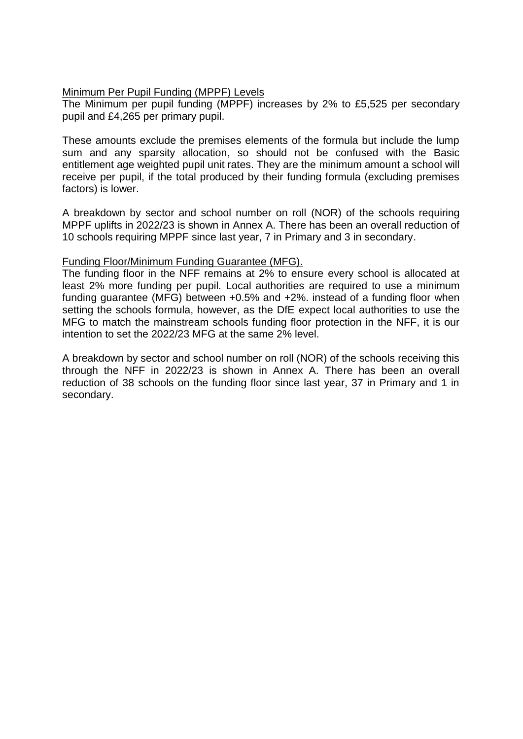<u>Minimum Per Pupil Funding (MPPF) Levels</u>

The Minimum per pupil funding (MPPF) increases by 2% to £5,525 per secondary pupil and £4,265 per primary pupil.

These amounts exclude the premises elements of the formula but include the lump sum and any sparsity allocation, so should not be confused with the Basic entitlement age weighted pupil unit rates. They are the minimum amount a school will receive per pupil, if the total produced by their funding formula (excluding premises factors) is lower.

A breakdown by sector and school number on roll (NOR) of the schools requiring MPPF uplifts in 2022/23 is shown in Annex A. There has been an overall reduction of 10 schools requiring MPPF since last year, 7 in Primary and 3 in secondary.

<u>Funding Floor/Minimum Funding Guarantee (MFG).</u>

The funding floor in the NFF remains at 2% to ensure every school is allocated at least 2% more funding per pupil. Local authorities are required to use a minimum funding guarantee (MFG) between +0.5% and +2%. instead of a funding floor when setting the schools formula, however, as the DfE expect local authorities to use the MFG to match the mainstream schools funding floor protection in the NFF, it is our intention to set the 2022/23 MFG at the same 2% level.

A breakdown by sector and school number on roll (NOR) of the schools receiving this through the NFF in 2022/23 is shown in Annex A. There has been an overall reduction of 38 schools on the funding floor since last year, 37 in Primary and 1 in secondary.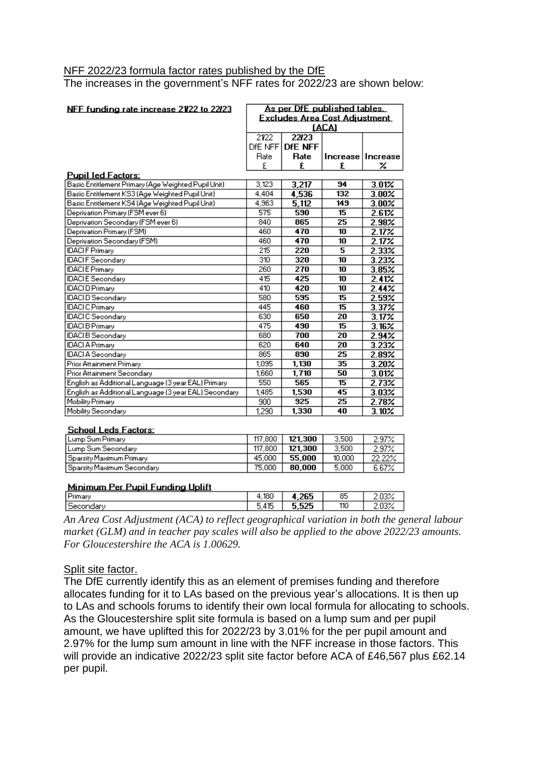NFF 2022/23 formula factor rates published by the DfE

The increases in the government's NFF rates for 2022/23 are shown below:

| NFF funding rate increase 21/22 to 22/23 | As per DfE published tables. Excludes Area Cost Adjustment (ACA) | | | |
|---|---|---|---|---|
| | 21/22 DfE NFF Rate £ | 22/23 DfE NFF Rate £ | Increase £ | Increase % |
| **Pupil led Factors:** | | | | |
| Basic Entitlement Primary (Age Weighted Pupil Unit) | 3,123 | **3,217** | **94** | **3.01%** |
| Basic Entitlement KS3 (Age Weighted Pupil Unit) | 4,404 | **4,536** | **132** | **3.00%** |
| Basic Entitlement KS4 (Age Weighted Pupil Unit) | 4,963 | **5,112** | **149** | **3.00%** |
| Deprivation Primary (FSM ever 6) | 575 | **590** | **15** | **2.61%** |
| Deprivation Secondary (FSM ever 6) | 840 | **865** | **25** | **2.98%** |
| Deprivation Primary (FSM) | 460 | **470** | **10** | **2.17%** |
| Deprivation Secondary (FSM) | 460 | **470** | **10** | **2.17%** |
| IDACI F Primary | 215 | **220** | **5** | **2.33%** |
| IDACI F Secondary | 310 | **320** | **10** | **3.23%** |
| IDACI E Primary | 260 | **270** | **10** | **3.85%** |
| IDACI E Secondary | 415 | **425** | **10** | **2.41%** |
| IDACI D Primary | 410 | **420** | **10** | **2.44%** |
| IDACI D Secondary | 580 | **595** | **15** | **2.59%** |
| IDACI C Primary | 445 | **460** | **15** | **3.37%** |
| IDACI C Secondary | 630 | **650** | **20** | **3.17%** |
| IDACI B Primary | 475 | **490** | **15** | **3.16%** |
| IDACI B Secondary | 680 | **700** | **20** | **2.94%** |
| IDACI A Primary | 620 | **640** | **20** | **3.23%** |
| IDACI A Secondary | 865 | **890** | **25** | **2.89%** |
| Prior Attainment Primary | 1,095 | **1,130** | **35** | **3.20%** |
| Prior Attainment Secondary | 1,660 | **1,710** | **50** | **3.01%** |
| English as Additional Language (3 year EAL) Primary | 550 | **565** | **15** | **2.73%** |
| English as Additional Language (3 year EAL) Secondary | 1,485 | **1,530** | **45** | **3.03%** |
| Mobility Primary | 900 | **925** | **25** | **2.78%** |
| Mobility Secondary | 1,290 | **1,330** | **40** | **3.10%** |
| **School Leds Factors:** | | | | |
| Lump Sum Primary | 117,800 | **121,300** | 3,500 | 2.97% |
| Lump Sum Secondary | 117,800 | **121,300** | 3,500 | 2.97% |
| Sparsity Maximum Primary | 45,000 | **55,000** | 10,000 | 22.22% |
| Sparsity Maximum Secondary | 75,000 | **80,000** | 5,000 | 6.67% |
| **Minimum Per Pupil Funding Uplift** | | | | |
| Primary | 4,180 | **4,265** | 85 | 2.03% |
| Secondary | 5,415 | **5,525** | 110 | 2.03% |

*An Area Cost Adjustment (ACA) to reflect geographical variation in both the general labour market (GLM) and in teacher pay scales will also be applied to the above 2022/23 amounts. For Gloucestershire the ACA is 1.00629.*

Split site factor.

The DfE currently identify this as an element of premises funding and therefore allocates funding for it to LAs based on the previous year's allocations. It is then up to LAs and schools forums to identify their own local formula for allocating to schools. As the Gloucestershire split site formula is based on a lump sum and per pupil amount, we have uplifted this for 2022/23 by 3.01% for the per pupil amount and 2.97% for the lump sum amount in line with the NFF increase in those factors. This will provide an indicative 2022/23 split site factor before ACA of £46,567 plus £62.14 per pupil.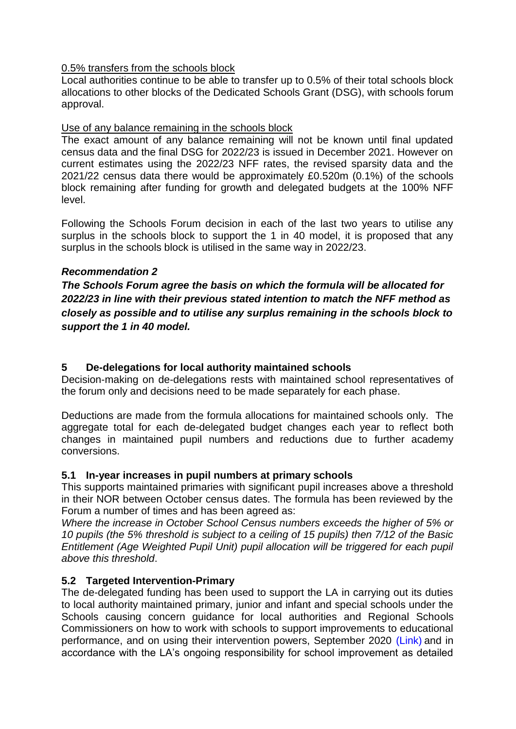<u>0.5% transfers from the schools block</u>

Local authorities continue to be able to transfer up to 0.5% of their total schools block allocations to other blocks of the Dedicated Schools Grant (DSG), with schools forum approval.

<u>Use of any balance remaining in the schools block</u>

The exact amount of any balance remaining will not be known until final updated census data and the final DSG for 2022/23 is issued in December 2021. However on current estimates using the 2022/23 NFF rates, the revised sparsity data and the 2021/22 census data there would be approximately £0.520m (0.1%) of the schools block remaining after funding for growth and delegated budgets at the 100% NFF level.

Following the Schools Forum decision in each of the last two years to utilise any surplus in the schools block to support the 1 in 40 model, it is proposed that any surplus in the schools block is utilised in the same way in 2022/23.

***Recommendation 2***

***The Schools Forum agree the basis on which the formula will be allocated for 2022/23 in line with their previous stated intention to match the NFF method as closely as possible and to utilise any surplus remaining in the schools block to support the 1 in 40 model.***

## 5 De-delegations for local authority maintained schools

Decision-making on de-delegations rests with maintained school representatives of the forum only and decisions need to be made separately for each phase.

Deductions are made from the formula allocations for maintained schools only. The aggregate total for each de-delegated budget changes each year to reflect both changes in maintained pupil numbers and reductions due to further academy conversions.

### 5.1 In-year increases in pupil numbers at primary schools

This supports maintained primaries with significant pupil increases above a threshold in their NOR between October census dates. The formula has been reviewed by the Forum a number of times and has been agreed as:

*Where the increase in October School Census numbers exceeds the higher of 5% or 10 pupils (the 5% threshold is subject to a ceiling of 15 pupils) then 7/12 of the Basic Entitlement (Age Weighted Pupil Unit) pupil allocation will be triggered for each pupil above this threshold*.

### 5.2 Targeted Intervention-Primary

The de-delegated funding has been used to support the LA in carrying out its duties to local authority maintained primary, junior and infant and special schools under the Schools causing concern guidance for local authorities and Regional Schools Commissioners on how to work with schools to support improvements to educational performance, and on using their intervention powers, September 2020 (Link) and in accordance with the LA's ongoing responsibility for school improvement as detailed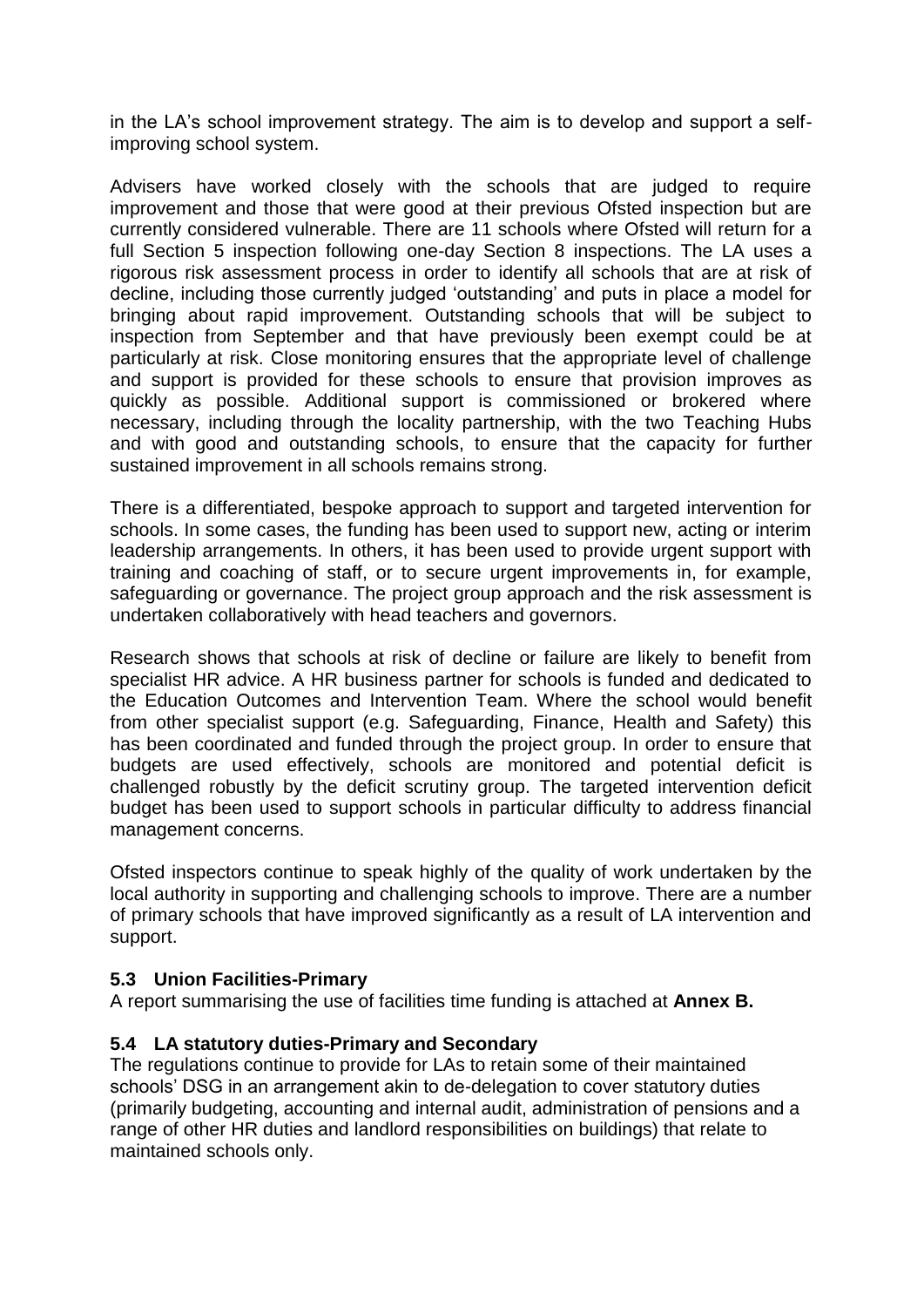in the LA's school improvement strategy. The aim is to develop and support a self-improving school system.

Advisers have worked closely with the schools that are judged to require improvement and those that were good at their previous Ofsted inspection but are currently considered vulnerable. There are 11 schools where Ofsted will return for a full Section 5 inspection following one-day Section 8 inspections. The LA uses a rigorous risk assessment process in order to identify all schools that are at risk of decline, including those currently judged 'outstanding' and puts in place a model for bringing about rapid improvement. Outstanding schools that will be subject to inspection from September and that have previously been exempt could be at particularly at risk. Close monitoring ensures that the appropriate level of challenge and support is provided for these schools to ensure that provision improves as quickly as possible. Additional support is commissioned or brokered where necessary, including through the locality partnership, with the two Teaching Hubs and with good and outstanding schools, to ensure that the capacity for further sustained improvement in all schools remains strong.

There is a differentiated, bespoke approach to support and targeted intervention for schools. In some cases, the funding has been used to support new, acting or interim leadership arrangements. In others, it has been used to provide urgent support with training and coaching of staff, or to secure urgent improvements in, for example, safeguarding or governance. The project group approach and the risk assessment is undertaken collaboratively with head teachers and governors.

Research shows that schools at risk of decline or failure are likely to benefit from specialist HR advice. A HR business partner for schools is funded and dedicated to the Education Outcomes and Intervention Team. Where the school would benefit from other specialist support (e.g. Safeguarding, Finance, Health and Safety) this has been coordinated and funded through the project group. In order to ensure that budgets are used effectively, schools are monitored and potential deficit is challenged robustly by the deficit scrutiny group. The targeted intervention deficit budget has been used to support schools in particular difficulty to address financial management concerns.

Ofsted inspectors continue to speak highly of the quality of work undertaken by the local authority in supporting and challenging schools to improve. There are a number of primary schools that have improved significantly as a result of LA intervention and support.

### 5.3 Union Facilities-Primary

A report summarising the use of facilities time funding is attached at **Annex B.**

### 5.4 LA statutory duties-Primary and Secondary

The regulations continue to provide for LAs to retain some of their maintained schools' DSG in an arrangement akin to de-delegation to cover statutory duties (primarily budgeting, accounting and internal audit, administration of pensions and a range of other HR duties and landlord responsibilities on buildings) that relate to maintained schools only.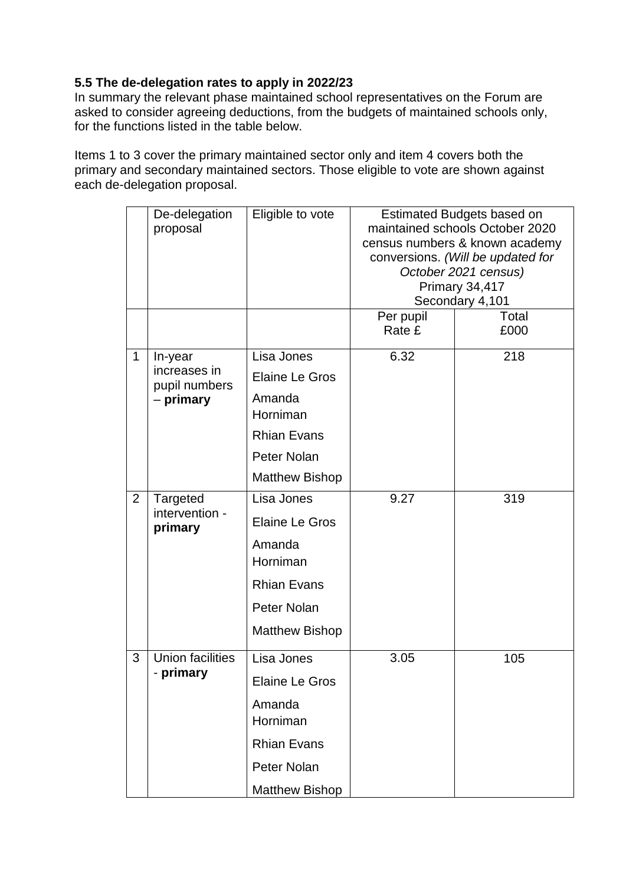**5.5 The de-delegation rates to apply in 2022/23**

In summary the relevant phase maintained school representatives on the Forum are asked to consider agreeing deductions, from the budgets of maintained schools only, for the functions listed in the table below.

Items 1 to 3 cover the primary maintained sector only and item 4 covers both the primary and secondary maintained sectors. Those eligible to vote are shown against each de-delegation proposal.

| | De-delegation proposal | Eligible to vote | Estimated Budgets based on maintained schools October 2020 census numbers & known academy conversions. *(Will be updated for October 2021 census)* Primary 34,417 Secondary 4,101 | |
|---|---|---|---|---|
| | | | Per pupil Rate £ | Total £000 |
| 1 | In-year increases in pupil numbers – **primary** | Lisa Jones<br>Elaine Le Gros<br>Amanda Horniman<br>Rhian Evans<br>Peter Nolan<br>Matthew Bishop | 6.32 | 218 |
| 2 | Targeted intervention - **primary** | Lisa Jones<br>Elaine Le Gros<br>Amanda Horniman<br>Rhian Evans<br>Peter Nolan<br>Matthew Bishop | 9.27 | 319 |
| 3 | Union facilities - **primary** | Lisa Jones<br>Elaine Le Gros<br>Amanda Horniman<br>Rhian Evans<br>Peter Nolan<br>Matthew Bishop | 3.05 | 105 |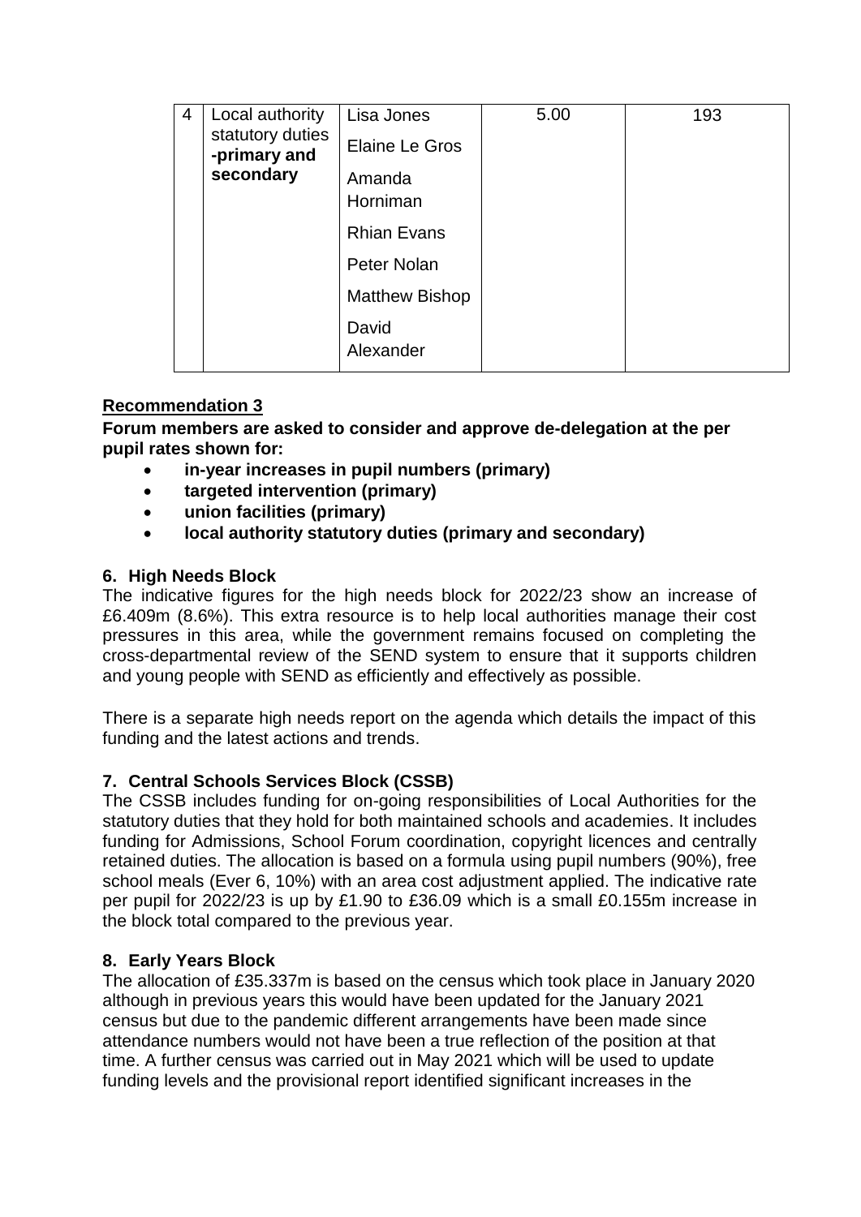| | | | | |
|---|---|---|---|---|
| 4 | Local authority statutory duties **-primary and secondary** | Lisa Jones<br>Elaine Le Gros<br>Amanda Horniman<br>Rhian Evans<br>Peter Nolan<br>Matthew Bishop<br>David Alexander | 5.00 | 193 |

**Recommendation 3**

**Forum members are asked to consider and approve de-delegation at the per pupil rates shown for:**

- **in-year increases in pupil numbers (primary)**
- **targeted intervention (primary)**
- **union facilities (primary)**
- **local authority statutory duties (primary and secondary)**

## 6. High Needs Block

The indicative figures for the high needs block for 2022/23 show an increase of £6.409m (8.6%). This extra resource is to help local authorities manage their cost pressures in this area, while the government remains focused on completing the cross-departmental review of the SEND system to ensure that it supports children and young people with SEND as efficiently and effectively as possible.

There is a separate high needs report on the agenda which details the impact of this funding and the latest actions and trends.

## 7. Central Schools Services Block (CSSB)

The CSSB includes funding for on-going responsibilities of Local Authorities for the statutory duties that they hold for both maintained schools and academies. It includes funding for Admissions, School Forum coordination, copyright licences and centrally retained duties. The allocation is based on a formula using pupil numbers (90%), free school meals (Ever 6, 10%) with an area cost adjustment applied. The indicative rate per pupil for 2022/23 is up by £1.90 to £36.09 which is a small £0.155m increase in the block total compared to the previous year.

## 8. Early Years Block

The allocation of £35.337m is based on the census which took place in January 2020 although in previous years this would have been updated for the January 2021 census but due to the pandemic different arrangements have been made since attendance numbers would not have been a true reflection of the position at that time. A further census was carried out in May 2021 which will be used to update funding levels and the provisional report identified significant increases in the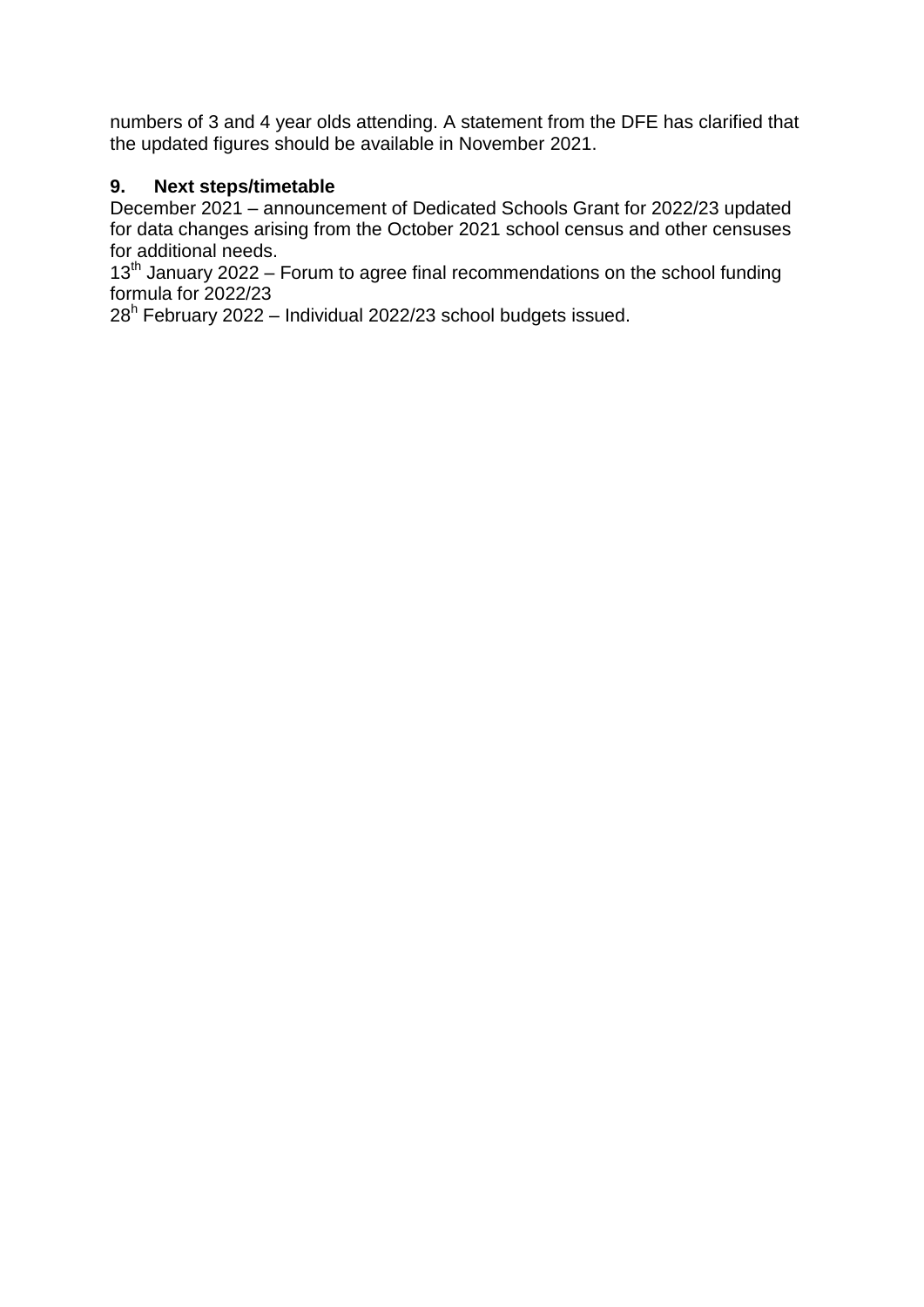numbers of 3 and 4 year olds attending. A statement from the DFE has clarified that the updated figures should be available in November 2021.

**9. Next steps/timetable**

December 2021 – announcement of Dedicated Schools Grant for 2022/23 updated for data changes arising from the October 2021 school census and other censuses for additional needs.

13th January 2022 – Forum to agree final recommendations on the school funding formula for 2022/23

28h February 2022 – Individual 2022/23 school budgets issued.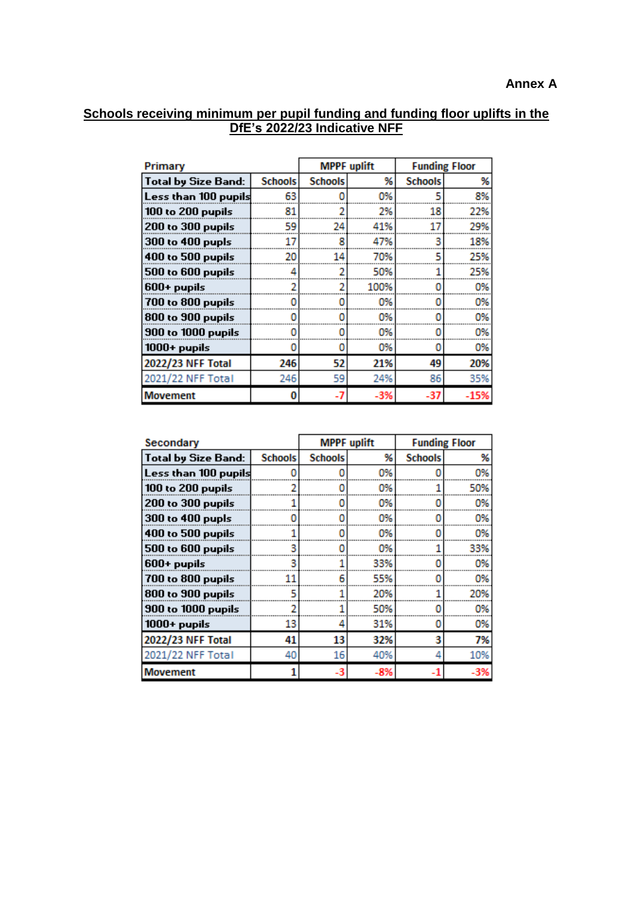**Annex A**

## Schools receiving minimum per pupil funding and funding floor uplifts in the DfE's 2022/23 Indicative NFF

| Primary | | MPPF uplift | | Funding Floor | |
|---|---|---|---|---|---|
| Total by Size Band: | Schools | Schools | % | Schools | % |
| Less than 100 pupils | 63 | 0 | 0% | 5 | 8% |
| 100 to 200 pupils | 81 | 2 | 2% | 18 | 22% |
| 200 to 300 pupils | 59 | 24 | 41% | 17 | 29% |
| 300 to 400 pupls | 17 | 8 | 47% | 3 | 18% |
| 400 to 500 pupils | 20 | 14 | 70% | 5 | 25% |
| 500 to 600 pupils | 4 | 2 | 50% | 1 | 25% |
| 600+ pupils | 2 | 2 | 100% | 0 | 0% |
| 700 to 800 pupils | 0 | 0 | 0% | 0 | 0% |
| 800 to 900 pupils | 0 | 0 | 0% | 0 | 0% |
| 900 to 1000 pupils | 0 | 0 | 0% | 0 | 0% |
| 1000+ pupils | 0 | 0 | 0% | 0 | 0% |
| 2022/23 NFF Total | 246 | 52 | 21% | 49 | 20% |
| 2021/22 NFF Total | 246 | 59 | 24% | 86 | 35% |
| Movement | 0 | -7 | -3% | -37 | -15% |

| Secondary | | MPPF uplift | | Funding Floor | |
|---|---|---|---|---|---|
| Total by Size Band: | Schools | Schools | % | Schools | % |
| Less than 100 pupils | 0 | 0 | 0% | 0 | 0% |
| 100 to 200 pupils | 2 | 0 | 0% | 1 | 50% |
| 200 to 300 pupils | 1 | 0 | 0% | 0 | 0% |
| 300 to 400 pupls | 0 | 0 | 0% | 0 | 0% |
| 400 to 500 pupils | 1 | 0 | 0% | 0 | 0% |
| 500 to 600 pupils | 3 | 0 | 0% | 1 | 33% |
| 600+ pupils | 3 | 1 | 33% | 0 | 0% |
| 700 to 800 pupils | 11 | 6 | 55% | 0 | 0% |
| 800 to 900 pupils | 5 | 1 | 20% | 1 | 20% |
| 900 to 1000 pupils | 2 | 1 | 50% | 0 | 0% |
| 1000+ pupils | 13 | 4 | 31% | 0 | 0% |
| 2022/23 NFF Total | 41 | 13 | 32% | 3 | 7% |
| 2021/22 NFF Total | 40 | 16 | 40% | 4 | 10% |
| Movement | 1 | -3 | -8% | -1 | -3% |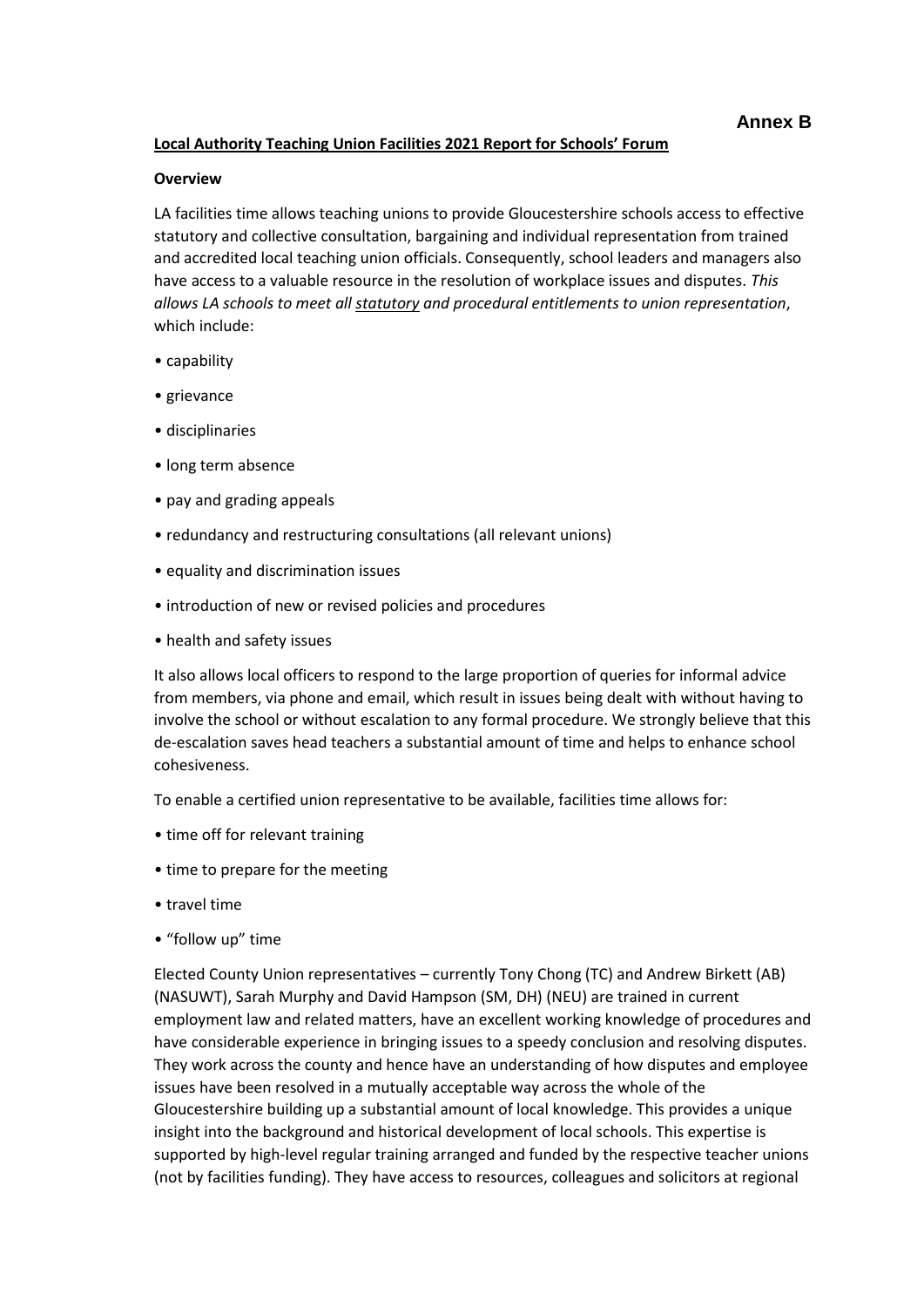**Annex B**

**Local Authority Teaching Union Facilities 2021 Report for Schools' Forum**

**Overview**

LA facilities time allows teaching unions to provide Gloucestershire schools access to effective statutory and collective consultation, bargaining and individual representation from trained and accredited local teaching union officials. Consequently, school leaders and managers also have access to a valuable resource in the resolution of workplace issues and disputes. *This allows LA schools to meet all statutory and procedural entitlements to union representation*, which include:

- capability
- grievance
- disciplinaries
- long term absence
- pay and grading appeals
- redundancy and restructuring consultations (all relevant unions)
- equality and discrimination issues
- introduction of new or revised policies and procedures
- health and safety issues

It also allows local officers to respond to the large proportion of queries for informal advice from members, via phone and email, which result in issues being dealt with without having to involve the school or without escalation to any formal procedure. We strongly believe that this de-escalation saves head teachers a substantial amount of time and helps to enhance school cohesiveness.

To enable a certified union representative to be available, facilities time allows for:

- time off for relevant training
- time to prepare for the meeting
- travel time
- "follow up" time

Elected County Union representatives – currently Tony Chong (TC) and Andrew Birkett (AB) (NASUWT), Sarah Murphy and David Hampson (SM, DH) (NEU) are trained in current employment law and related matters, have an excellent working knowledge of procedures and have considerable experience in bringing issues to a speedy conclusion and resolving disputes. They work across the county and hence have an understanding of how disputes and employee issues have been resolved in a mutually acceptable way across the whole of the Gloucestershire building up a substantial amount of local knowledge. This provides a unique insight into the background and historical development of local schools. This expertise is supported by high-level regular training arranged and funded by the respective teacher unions (not by facilities funding). They have access to resources, colleagues and solicitors at regional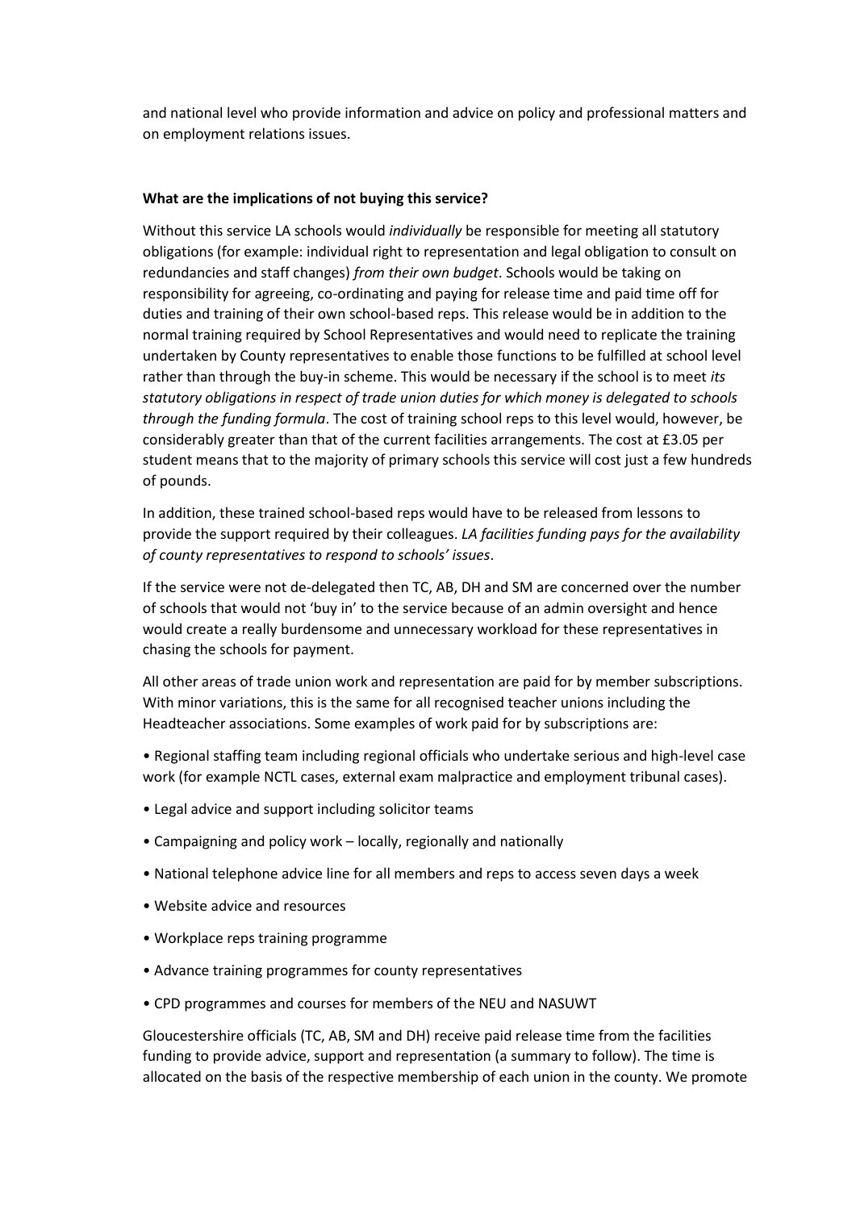and national level who provide information and advice on policy and professional matters and on employment relations issues.

**What are the implications of not buying this service?**

Without this service LA schools would *individually* be responsible for meeting all statutory obligations (for example: individual right to representation and legal obligation to consult on redundancies and staff changes) *from their own budget*. Schools would be taking on responsibility for agreeing, co-ordinating and paying for release time and paid time off for duties and training of their own school-based reps. This release would be in addition to the normal training required by School Representatives and would need to replicate the training undertaken by County representatives to enable those functions to be fulfilled at school level rather than through the buy-in scheme. This would be necessary if the school is to meet *its statutory obligations in respect of trade union duties for which money is delegated to schools through the funding formula*. The cost of training school reps to this level would, however, be considerably greater than that of the current facilities arrangements. The cost at £3.05 per student means that to the majority of primary schools this service will cost just a few hundreds of pounds.

In addition, these trained school-based reps would have to be released from lessons to provide the support required by their colleagues. *LA facilities funding pays for the availability of county representatives to respond to schools' issues*.

If the service were not de-delegated then TC, AB, DH and SM are concerned over the number of schools that would not 'buy in' to the service because of an admin oversight and hence would create a really burdensome and unnecessary workload for these representatives in chasing the schools for payment.

All other areas of trade union work and representation are paid for by member subscriptions. With minor variations, this is the same for all recognised teacher unions including the Headteacher associations. Some examples of work paid for by subscriptions are:

- Regional staffing team including regional officials who undertake serious and high-level case work (for example NCTL cases, external exam malpractice and employment tribunal cases).
- Legal advice and support including solicitor teams
- Campaigning and policy work – locally, regionally and nationally
- National telephone advice line for all members and reps to access seven days a week
- Website advice and resources
- Workplace reps training programme
- Advance training programmes for county representatives
- CPD programmes and courses for members of the NEU and NASUWT

Gloucestershire officials (TC, AB, SM and DH) receive paid release time from the facilities funding to provide advice, support and representation (a summary to follow). The time is allocated on the basis of the respective membership of each union in the county. We promote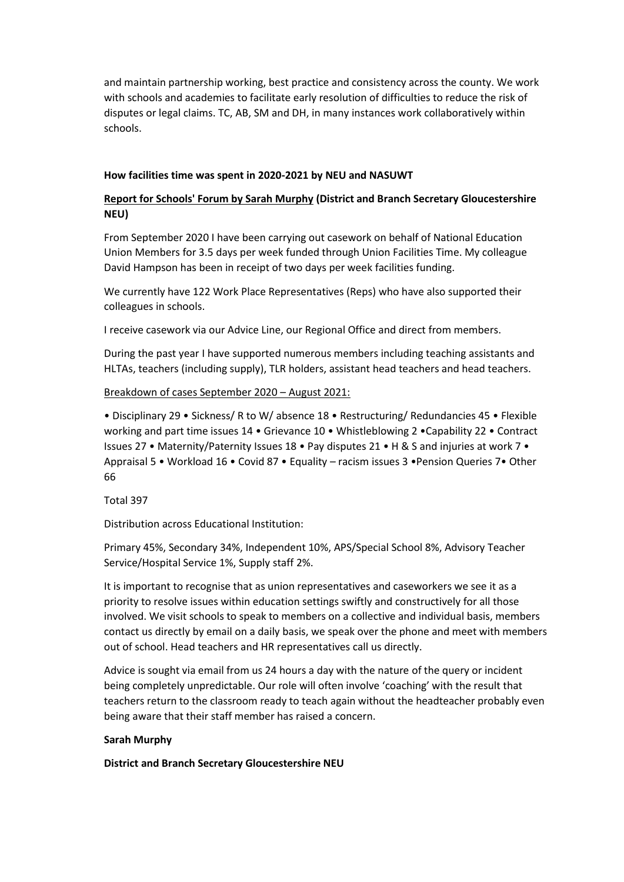and maintain partnership working, best practice and consistency across the county. We work with schools and academies to facilitate early resolution of difficulties to reduce the risk of disputes or legal claims. TC, AB, SM and DH, in many instances work collaboratively within schools.

**How facilities time was spent in 2020-2021 by NEU and NASUWT**

**Report for Schools' Forum by Sarah Murphy (District and Branch Secretary Gloucestershire NEU)**

From September 2020 I have been carrying out casework on behalf of National Education Union Members for 3.5 days per week funded through Union Facilities Time. My colleague David Hampson has been in receipt of two days per week facilities funding.

We currently have 122 Work Place Representatives (Reps) who have also supported their colleagues in schools.

I receive casework via our Advice Line, our Regional Office and direct from members.

During the past year I have supported numerous members including teaching assistants and HLTAs, teachers (including supply), TLR holders, assistant head teachers and head teachers.

Breakdown of cases September 2020 – August 2021:

• Disciplinary 29 • Sickness/ R to W/ absence 18 • Restructuring/ Redundancies 45 • Flexible working and part time issues 14 • Grievance 10 • Whistleblowing 2 •Capability 22 • Contract Issues 27 • Maternity/Paternity Issues 18 • Pay disputes 21 • H & S and injuries at work 7 • Appraisal 5 • Workload 16 • Covid 87 • Equality – racism issues 3 •Pension Queries 7• Other 66

Total 397

Distribution across Educational Institution:

Primary 45%, Secondary 34%, Independent 10%, APS/Special School 8%, Advisory Teacher Service/Hospital Service 1%, Supply staff 2%.

It is important to recognise that as union representatives and caseworkers we see it as a priority to resolve issues within education settings swiftly and constructively for all those involved. We visit schools to speak to members on a collective and individual basis, members contact us directly by email on a daily basis, we speak over the phone and meet with members out of school. Head teachers and HR representatives call us directly.

Advice is sought via email from us 24 hours a day with the nature of the query or incident being completely unpredictable. Our role will often involve 'coaching' with the result that teachers return to the classroom ready to teach again without the headteacher probably even being aware that their staff member has raised a concern.

**Sarah Murphy**

**District and Branch Secretary Gloucestershire NEU**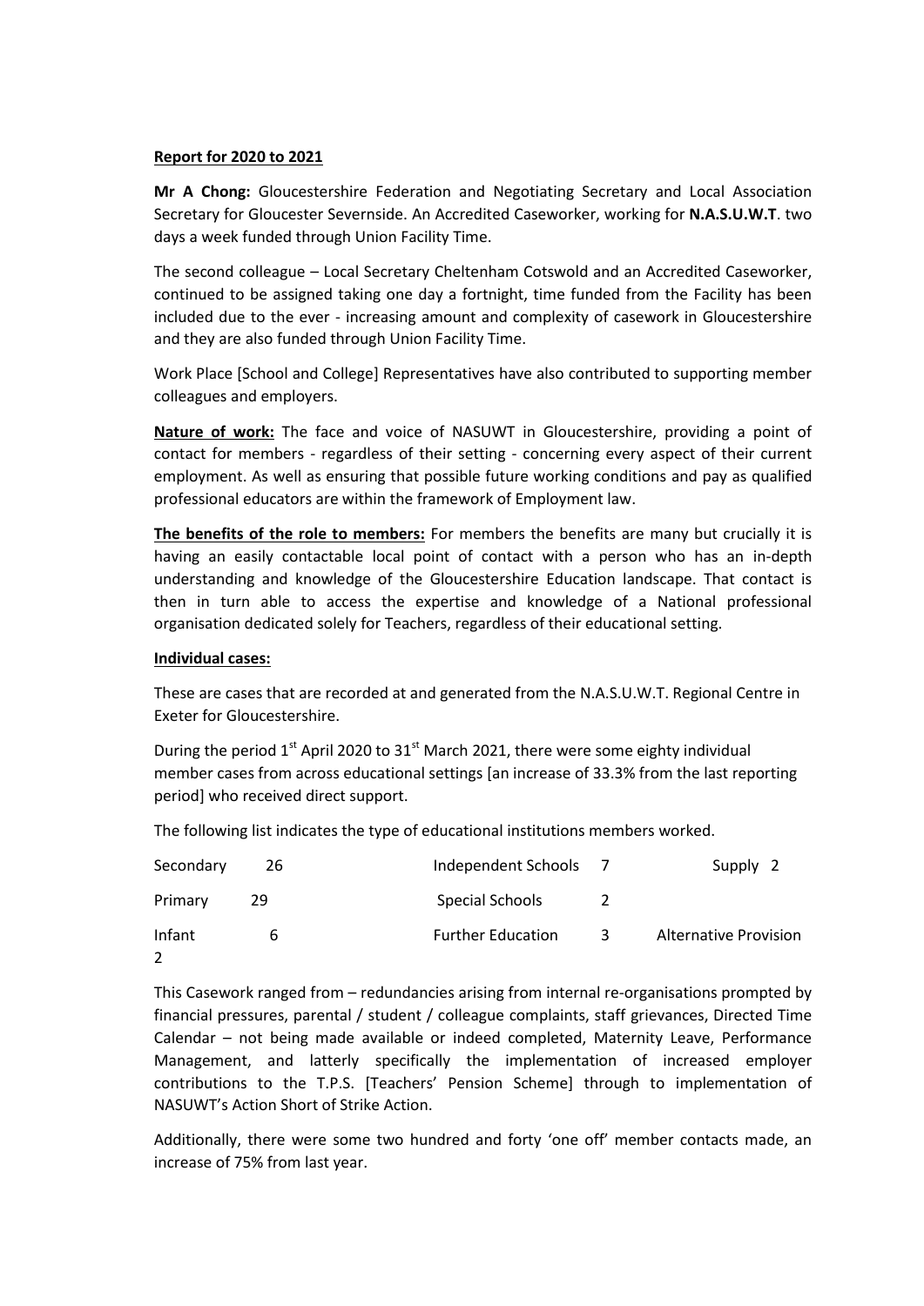**Report for 2020 to 2021**

**Mr A Chong:** Gloucestershire Federation and Negotiating Secretary and Local Association Secretary for Gloucester Severnside. An Accredited Caseworker, working for **N.A.S.U.W.T**. two days a week funded through Union Facility Time.

The second colleague – Local Secretary Cheltenham Cotswold and an Accredited Caseworker, continued to be assigned taking one day a fortnight, time funded from the Facility has been included due to the ever - increasing amount and complexity of casework in Gloucestershire and they are also funded through Union Facility Time.

Work Place [School and College] Representatives have also contributed to supporting member colleagues and employers.

**Nature of work:** The face and voice of NASUWT in Gloucestershire, providing a point of contact for members - regardless of their setting - concerning every aspect of their current employment. As well as ensuring that possible future working conditions and pay as qualified professional educators are within the framework of Employment law.

**The benefits of the role to members:** For members the benefits are many but crucially it is having an easily contactable local point of contact with a person who has an in-depth understanding and knowledge of the Gloucestershire Education landscape. That contact is then in turn able to access the expertise and knowledge of a National professional organisation dedicated solely for Teachers, regardless of their educational setting.

**Individual cases:**

These are cases that are recorded at and generated from the N.A.S.U.W.T. Regional Centre in Exeter for Gloucestershire.

During the period 1st April 2020 to 31st March 2021, there were some eighty individual member cases from across educational settings [an increase of 33.3% from the last reporting period] who received direct support.

The following list indicates the type of educational institutions members worked.

| | | | | | |
|---|---|---|---|---|---|
| Secondary | 26 | Independent Schools | 7 | Supply | 2 |
| Primary | 29 | Special Schools | 2 | | |
| Infant | 6 | Further Education | 3 | Alternative Provision | 2 |

This Casework ranged from – redundancies arising from internal re-organisations prompted by financial pressures, parental / student / colleague complaints, staff grievances, Directed Time Calendar – not being made available or indeed completed, Maternity Leave, Performance Management, and latterly specifically the implementation of increased employer contributions to the T.P.S. [Teachers' Pension Scheme] through to implementation of NASUWT's Action Short of Strike Action.

Additionally, there were some two hundred and forty 'one off' member contacts made, an increase of 75% from last year.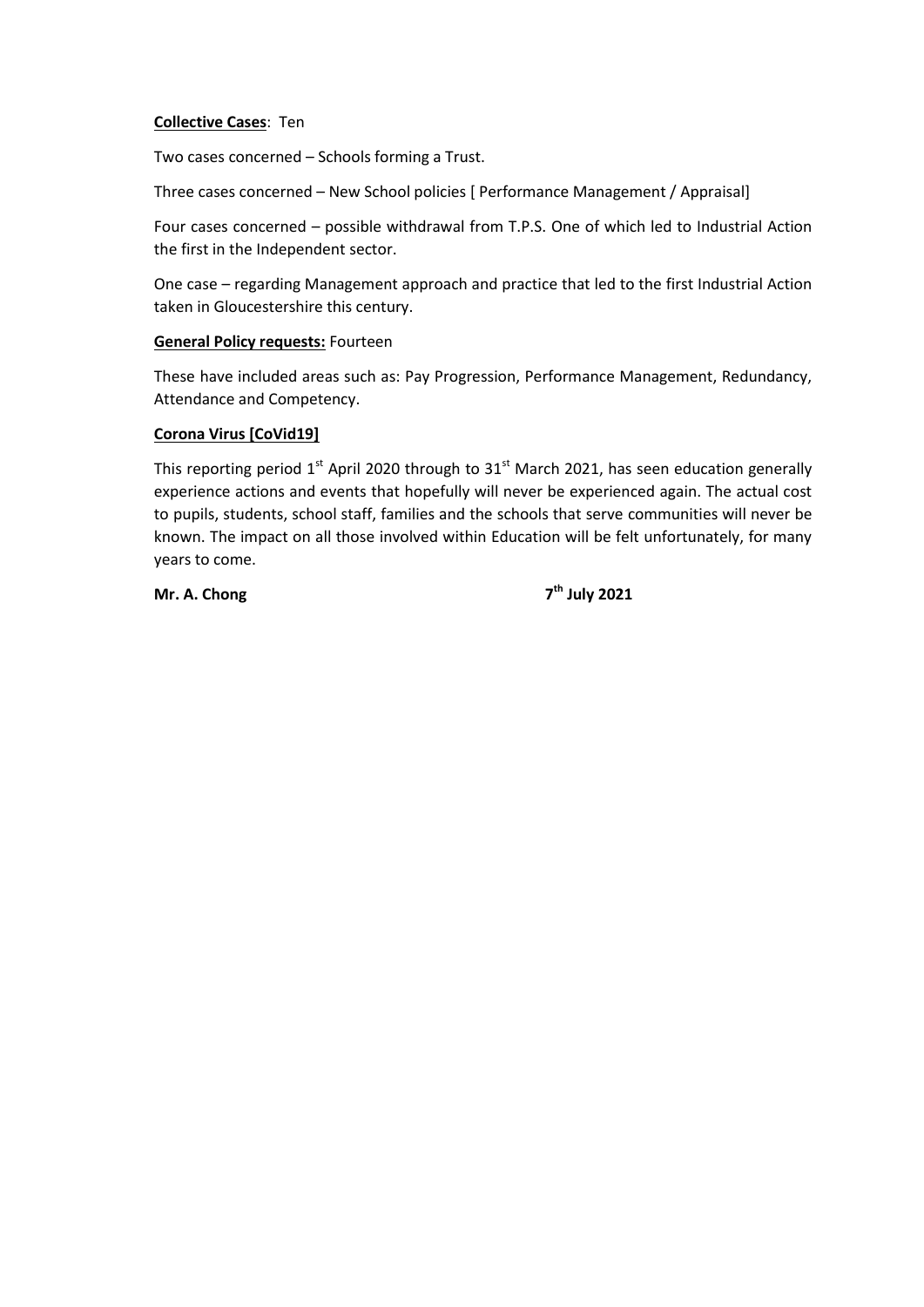**<u>Collective Cases</u>**: Ten

Two cases concerned – Schools forming a Trust.

Three cases concerned – New School policies [ Performance Management / Appraisal]

Four cases concerned – possible withdrawal from T.P.S. One of which led to Industrial Action the first in the Independent sector.

One case – regarding Management approach and practice that led to the first Industrial Action taken in Gloucestershire this century.

**<u>General Policy requests:</u>** Fourteen

These have included areas such as: Pay Progression, Performance Management, Redundancy, Attendance and Competency.

**<u>Corona Virus [CoVid19]</u>**

This reporting period 1st April 2020 through to 31st March 2021, has seen education generally experience actions and events that hopefully will never be experienced again. The actual cost to pupils, students, school staff, families and the schools that serve communities will never be known. The impact on all those involved within Education will be felt unfortunately, for many years to come.

**Mr. A. Chong** **7th July 2021**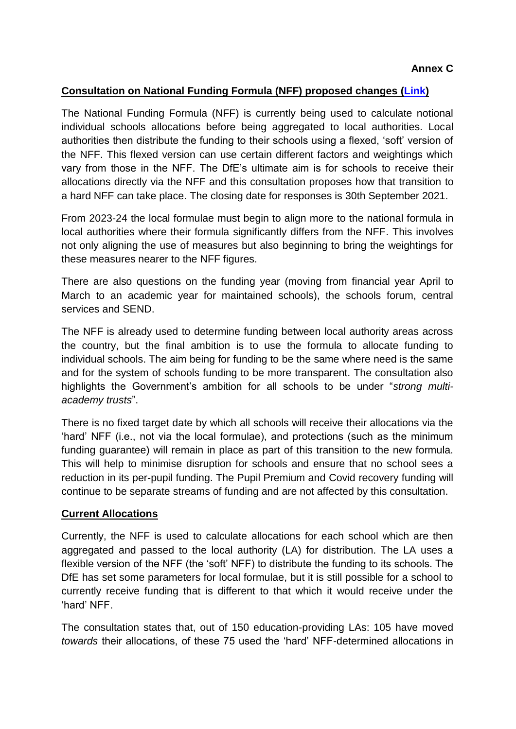**Annex C**

**Consultation on National Funding Formula (NFF) proposed changes (Link)**

The National Funding Formula (NFF) is currently being used to calculate notional individual schools allocations before being aggregated to local authorities. Local authorities then distribute the funding to their schools using a flexed, 'soft' version of the NFF. This flexed version can use certain different factors and weightings which vary from those in the NFF. The DfE's ultimate aim is for schools to receive their allocations directly via the NFF and this consultation proposes how that transition to a hard NFF can take place. The closing date for responses is 30th September 2021.

From 2023-24 the local formulae must begin to align more to the national formula in local authorities where their formula significantly differs from the NFF. This involves not only aligning the use of measures but also beginning to bring the weightings for these measures nearer to the NFF figures.

There are also questions on the funding year (moving from financial year April to March to an academic year for maintained schools), the schools forum, central services and SEND.

The NFF is already used to determine funding between local authority areas across the country, but the final ambition is to use the formula to allocate funding to individual schools. The aim being for funding to be the same where need is the same and for the system of schools funding to be more transparent. The consultation also highlights the Government's ambition for all schools to be under "*strong multi-academy trusts*".

There is no fixed target date by which all schools will receive their allocations via the 'hard' NFF (i.e., not via the local formulae), and protections (such as the minimum funding guarantee) will remain in place as part of this transition to the new formula. This will help to minimise disruption for schools and ensure that no school sees a reduction in its per-pupil funding. The Pupil Premium and Covid recovery funding will continue to be separate streams of funding and are not affected by this consultation.

**Current Allocations**

Currently, the NFF is used to calculate allocations for each school which are then aggregated and passed to the local authority (LA) for distribution. The LA uses a flexible version of the NFF (the 'soft' NFF) to distribute the funding to its schools. The DfE has set some parameters for local formulae, but it is still possible for a school to currently receive funding that is different to that which it would receive under the 'hard' NFF.

The consultation states that, out of 150 education-providing LAs: 105 have moved *towards* their allocations, of these 75 used the 'hard' NFF-determined allocations in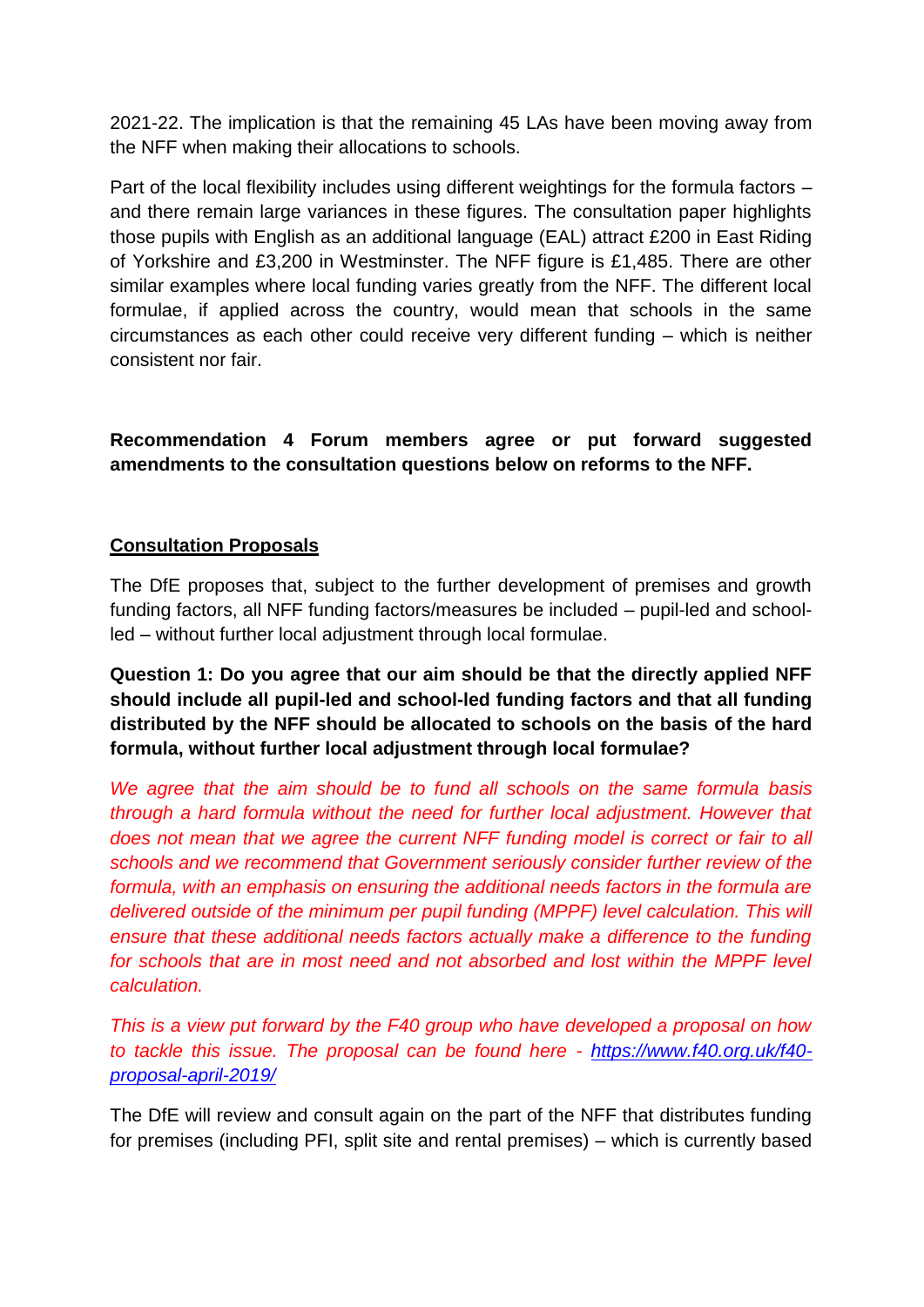2021-22. The implication is that the remaining 45 LAs have been moving away from the NFF when making their allocations to schools.

Part of the local flexibility includes using different weightings for the formula factors – and there remain large variances in these figures. The consultation paper highlights those pupils with English as an additional language (EAL) attract £200 in East Riding of Yorkshire and £3,200 in Westminster. The NFF figure is £1,485. There are other similar examples where local funding varies greatly from the NFF. The different local formulae, if applied across the country, would mean that schools in the same circumstances as each other could receive very different funding – which is neither consistent nor fair.

**Recommendation 4 Forum members agree or put forward suggested amendments to the consultation questions below on reforms to the NFF.**

**Consultation Proposals**

The DfE proposes that, subject to the further development of premises and growth funding factors, all NFF funding factors/measures be included – pupil-led and school-led – without further local adjustment through local formulae.

**Question 1: Do you agree that our aim should be that the directly applied NFF should include all pupil-led and school-led funding factors and that all funding distributed by the NFF should be allocated to schools on the basis of the hard formula, without further local adjustment through local formulae?**

*We agree that the aim should be to fund all schools on the same formula basis through a hard formula without the need for further local adjustment. However that does not mean that we agree the current NFF funding model is correct or fair to all schools and we recommend that Government seriously consider further review of the formula, with an emphasis on ensuring the additional needs factors in the formula are delivered outside of the minimum per pupil funding (MPPF) level calculation. This will ensure that these additional needs factors actually make a difference to the funding for schools that are in most need and not absorbed and lost within the MPPF level calculation.*

*This is a view put forward by the F40 group who have developed a proposal on how to tackle this issue. The proposal can be found here - [https://www.f40.org.uk/f40-proposal-april-2019/](https://www.f40.org.uk/f40-proposal-april-2019/)*

The DfE will review and consult again on the part of the NFF that distributes funding for premises (including PFI, split site and rental premises) – which is currently based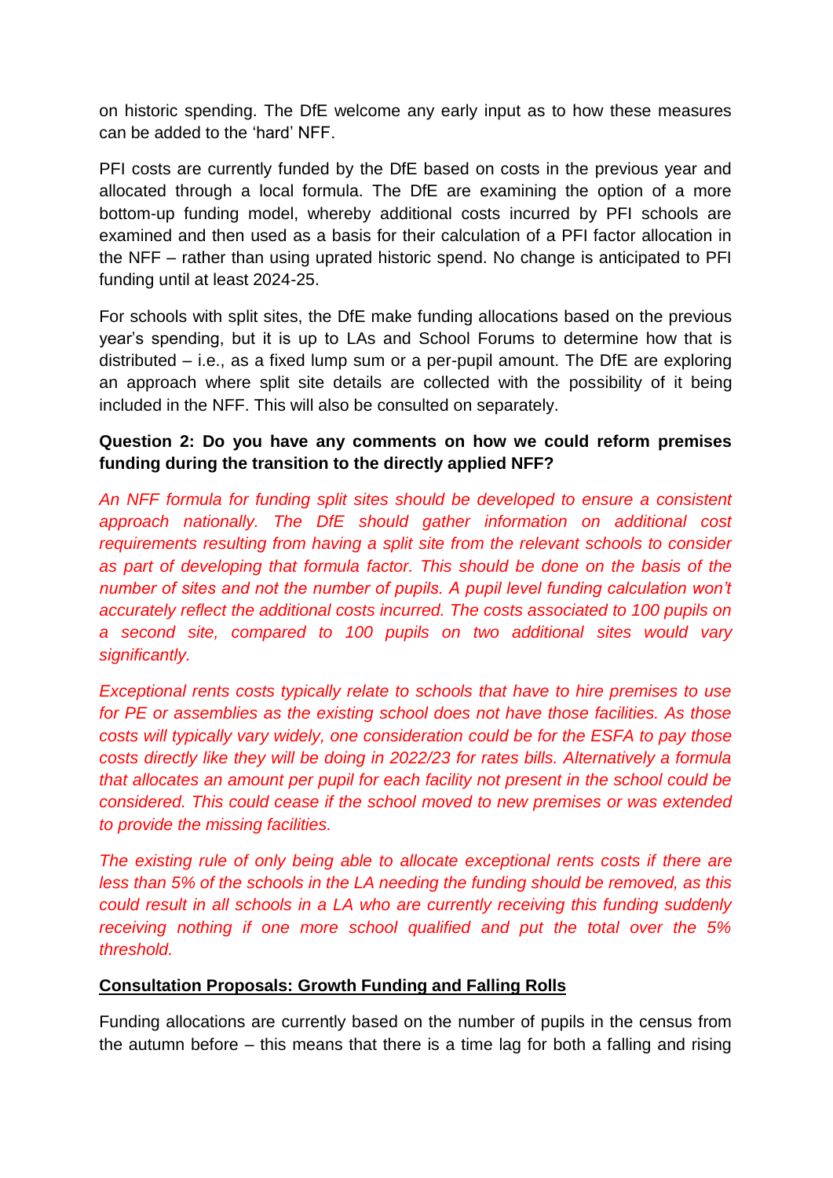on historic spending. The DfE welcome any early input as to how these measures can be added to the 'hard' NFF.

PFI costs are currently funded by the DfE based on costs in the previous year and allocated through a local formula. The DfE are examining the option of a more bottom-up funding model, whereby additional costs incurred by PFI schools are examined and then used as a basis for their calculation of a PFI factor allocation in the NFF – rather than using uprated historic spend. No change is anticipated to PFI funding until at least 2024-25.

For schools with split sites, the DfE make funding allocations based on the previous year's spending, but it is up to LAs and School Forums to determine how that is distributed – i.e., as a fixed lump sum or a per-pupil amount. The DfE are exploring an approach where split site details are collected with the possibility of it being included in the NFF. This will also be consulted on separately.

**Question 2: Do you have any comments on how we could reform premises funding during the transition to the directly applied NFF?**

*An NFF formula for funding split sites should be developed to ensure a consistent approach nationally. The DfE should gather information on additional cost requirements resulting from having a split site from the relevant schools to consider as part of developing that formula factor. This should be done on the basis of the number of sites and not the number of pupils. A pupil level funding calculation won't accurately reflect the additional costs incurred. The costs associated to 100 pupils on a second site, compared to 100 pupils on two additional sites would vary significantly.*

*Exceptional rents costs typically relate to schools that have to hire premises to use for PE or assemblies as the existing school does not have those facilities. As those costs will typically vary widely, one consideration could be for the ESFA to pay those costs directly like they will be doing in 2022/23 for rates bills. Alternatively a formula that allocates an amount per pupil for each facility not present in the school could be considered. This could cease if the school moved to new premises or was extended to provide the missing facilities.*

*The existing rule of only being able to allocate exceptional rents costs if there are less than 5% of the schools in the LA needing the funding should be removed, as this could result in all schools in a LA who are currently receiving this funding suddenly receiving nothing if one more school qualified and put the total over the 5% threshold.*

**Consultation Proposals: Growth Funding and Falling Rolls**

Funding allocations are currently based on the number of pupils in the census from the autumn before – this means that there is a time lag for both a falling and rising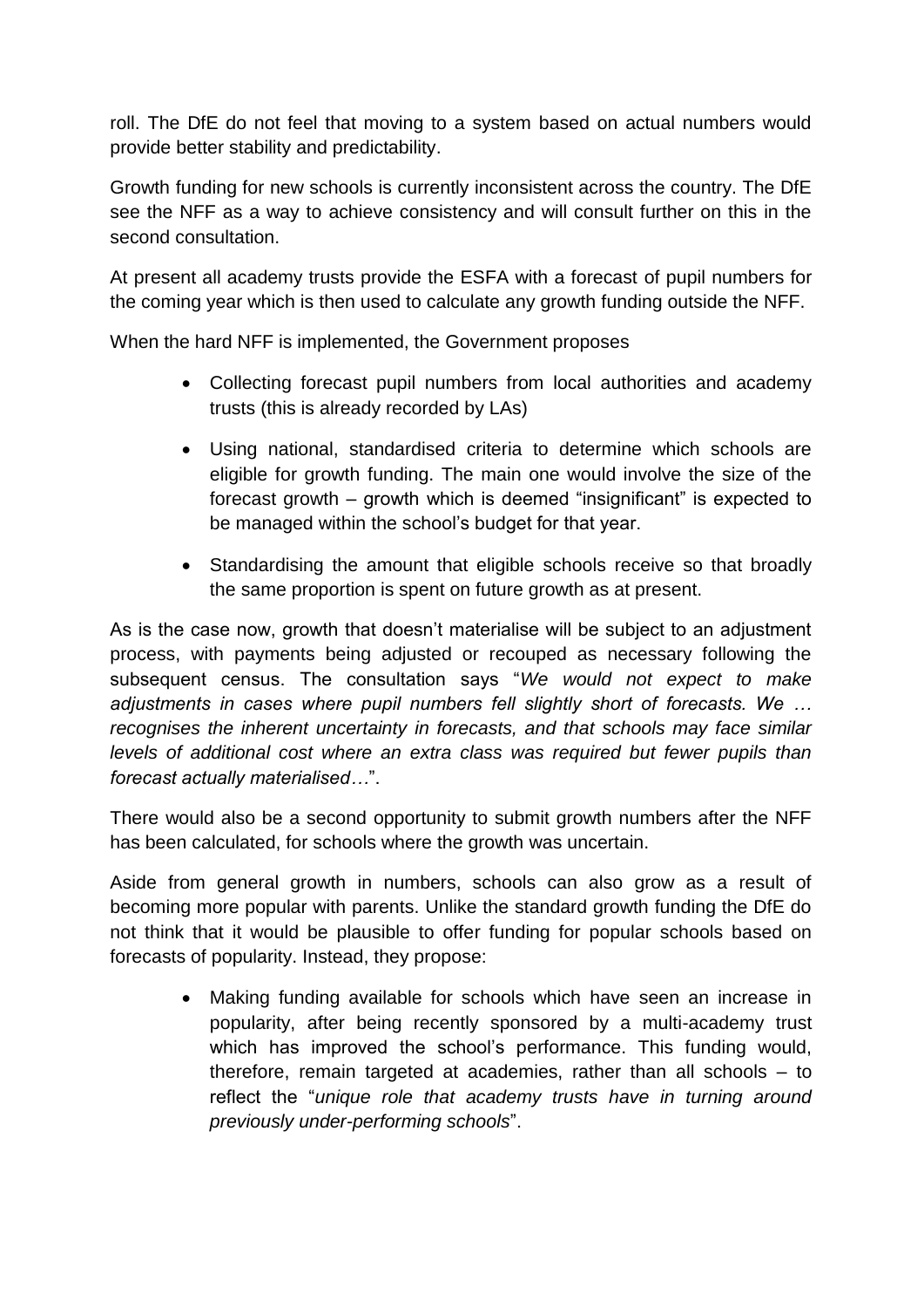roll. The DfE do not feel that moving to a system based on actual numbers would provide better stability and predictability.

Growth funding for new schools is currently inconsistent across the country. The DfE see the NFF as a way to achieve consistency and will consult further on this in the second consultation.

At present all academy trusts provide the ESFA with a forecast of pupil numbers for the coming year which is then used to calculate any growth funding outside the NFF.

When the hard NFF is implemented, the Government proposes

- Collecting forecast pupil numbers from local authorities and academy trusts (this is already recorded by LAs)
- Using national, standardised criteria to determine which schools are eligible for growth funding. The main one would involve the size of the forecast growth – growth which is deemed "insignificant" is expected to be managed within the school's budget for that year.
- Standardising the amount that eligible schools receive so that broadly the same proportion is spent on future growth as at present.

As is the case now, growth that doesn't materialise will be subject to an adjustment process, with payments being adjusted or recouped as necessary following the subsequent census. The consultation says "*We would not expect to make adjustments in cases where pupil numbers fell slightly short of forecasts. We … recognises the inherent uncertainty in forecasts, and that schools may face similar levels of additional cost where an extra class was required but fewer pupils than forecast actually materialised…*".

There would also be a second opportunity to submit growth numbers after the NFF has been calculated, for schools where the growth was uncertain.

Aside from general growth in numbers, schools can also grow as a result of becoming more popular with parents. Unlike the standard growth funding the DfE do not think that it would be plausible to offer funding for popular schools based on forecasts of popularity. Instead, they propose:

- Making funding available for schools which have seen an increase in popularity, after being recently sponsored by a multi-academy trust which has improved the school's performance. This funding would, therefore, remain targeted at academies, rather than all schools – to reflect the "*unique role that academy trusts have in turning around previously under-performing schools*".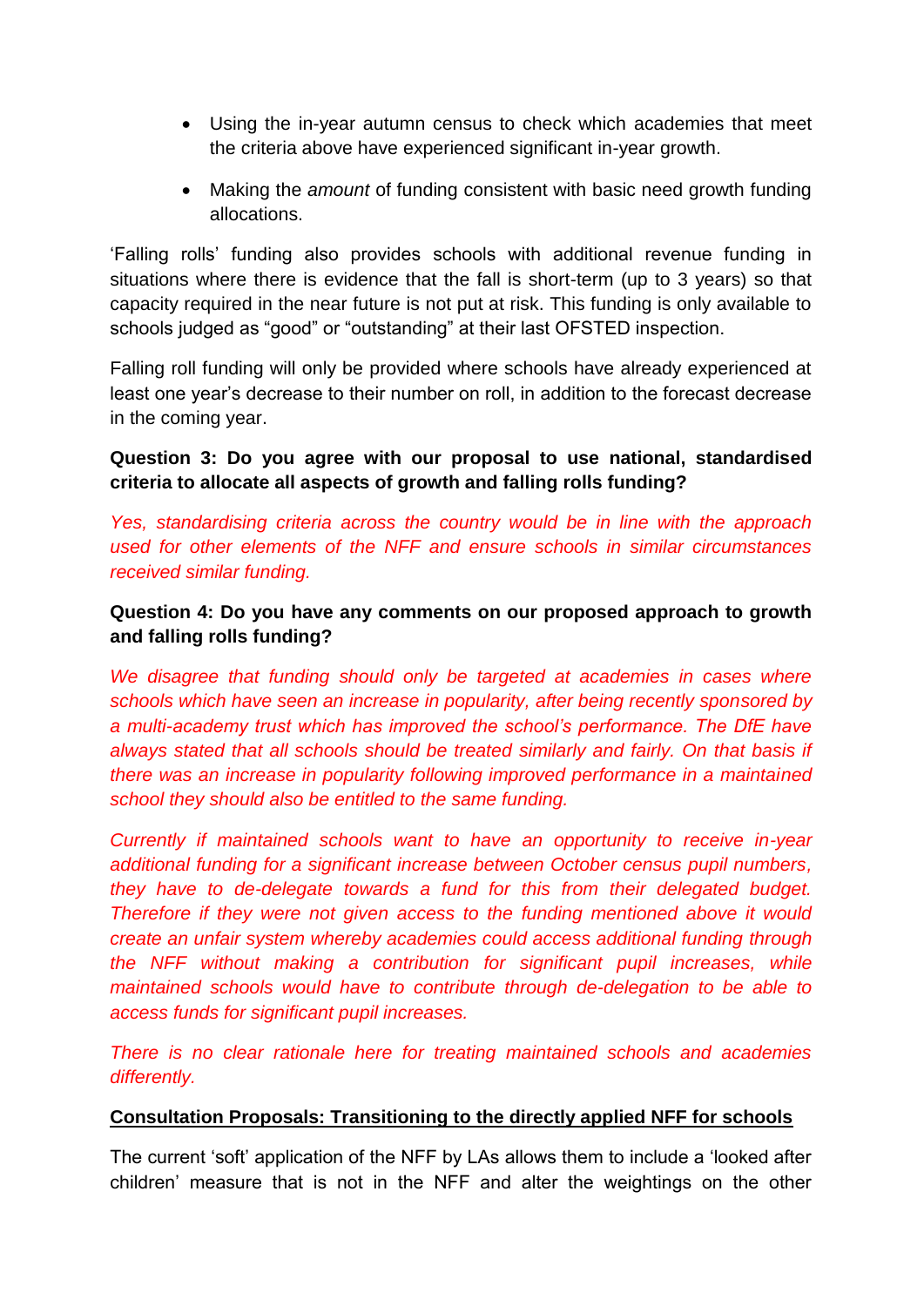- Using the in-year autumn census to check which academies that meet the criteria above have experienced significant in-year growth.
- Making the *amount* of funding consistent with basic need growth funding allocations.

'Falling rolls' funding also provides schools with additional revenue funding in situations where there is evidence that the fall is short-term (up to 3 years) so that capacity required in the near future is not put at risk. This funding is only available to schools judged as "good" or "outstanding" at their last OFSTED inspection.

Falling roll funding will only be provided where schools have already experienced at least one year's decrease to their number on roll, in addition to the forecast decrease in the coming year.

**Question 3: Do you agree with our proposal to use national, standardised criteria to allocate all aspects of growth and falling rolls funding?**

*Yes, standardising criteria across the country would be in line with the approach used for other elements of the NFF and ensure schools in similar circumstances received similar funding.*

**Question 4: Do you have any comments on our proposed approach to growth and falling rolls funding?**

*We disagree that funding should only be targeted at academies in cases where schools which have seen an increase in popularity, after being recently sponsored by a multi-academy trust which has improved the school's performance. The DfE have always stated that all schools should be treated similarly and fairly. On that basis if there was an increase in popularity following improved performance in a maintained school they should also be entitled to the same funding.*

*Currently if maintained schools want to have an opportunity to receive in-year additional funding for a significant increase between October census pupil numbers, they have to de-delegate towards a fund for this from their delegated budget. Therefore if they were not given access to the funding mentioned above it would create an unfair system whereby academies could access additional funding through the NFF without making a contribution for significant pupil increases, while maintained schools would have to contribute through de-delegation to be able to access funds for significant pupil increases.*

*There is no clear rationale here for treating maintained schools and academies differently.*

**Consultation Proposals: Transitioning to the directly applied NFF for schools**

The current 'soft' application of the NFF by LAs allows them to include a 'looked after children' measure that is not in the NFF and alter the weightings on the other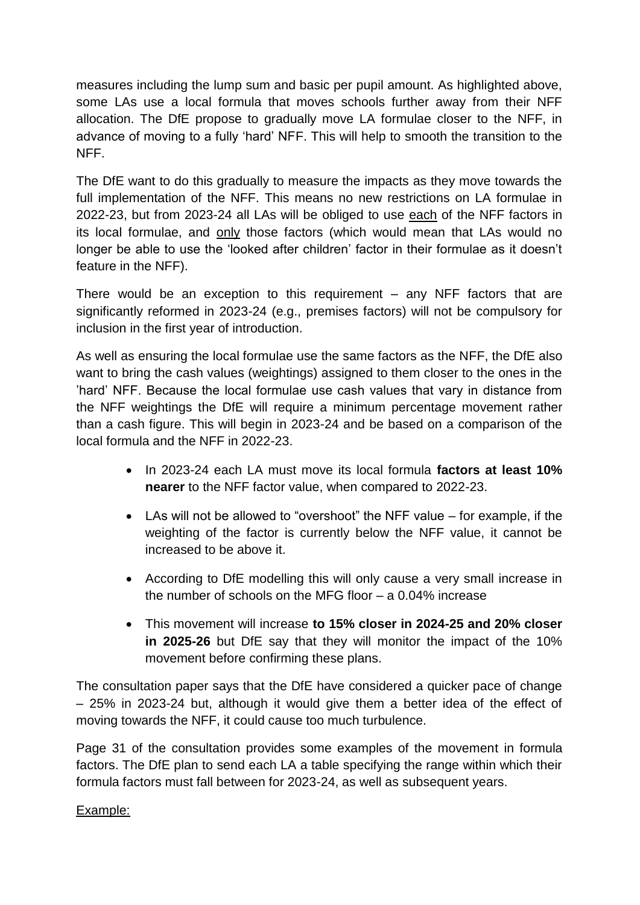measures including the lump sum and basic per pupil amount. As highlighted above, some LAs use a local formula that moves schools further away from their NFF allocation. The DfE propose to gradually move LA formulae closer to the NFF, in advance of moving to a fully 'hard' NFF. This will help to smooth the transition to the NFF.

The DfE want to do this gradually to measure the impacts as they move towards the full implementation of the NFF. This means no new restrictions on LA formulae in 2022-23, but from 2023-24 all LAs will be obliged to use <u>each</u> of the NFF factors in its local formulae, and <u>only</u> those factors (which would mean that LAs would no longer be able to use the 'looked after children' factor in their formulae as it doesn't feature in the NFF).

There would be an exception to this requirement – any NFF factors that are significantly reformed in 2023-24 (e.g., premises factors) will not be compulsory for inclusion in the first year of introduction.

As well as ensuring the local formulae use the same factors as the NFF, the DfE also want to bring the cash values (weightings) assigned to them closer to the ones in the 'hard' NFF. Because the local formulae use cash values that vary in distance from the NFF weightings the DfE will require a minimum percentage movement rather than a cash figure. This will begin in 2023-24 and be based on a comparison of the local formula and the NFF in 2022-23.

- In 2023-24 each LA must move its local formula **factors at least 10% nearer** to the NFF factor value, when compared to 2022-23.
- LAs will not be allowed to "overshoot" the NFF value – for example, if the weighting of the factor is currently below the NFF value, it cannot be increased to be above it.
- According to DfE modelling this will only cause a very small increase in the number of schools on the MFG floor – a 0.04% increase
- This movement will increase **to 15% closer in 2024-25 and 20% closer in 2025-26** but DfE say that they will monitor the impact of the 10% movement before confirming these plans.

The consultation paper says that the DfE have considered a quicker pace of change – 25% in 2023-24 but, although it would give them a better idea of the effect of moving towards the NFF, it could cause too much turbulence.

Page 31 of the consultation provides some examples of the movement in formula factors. The DfE plan to send each LA a table specifying the range within which their formula factors must fall between for 2023-24, as well as subsequent years.

<u>Example:</u>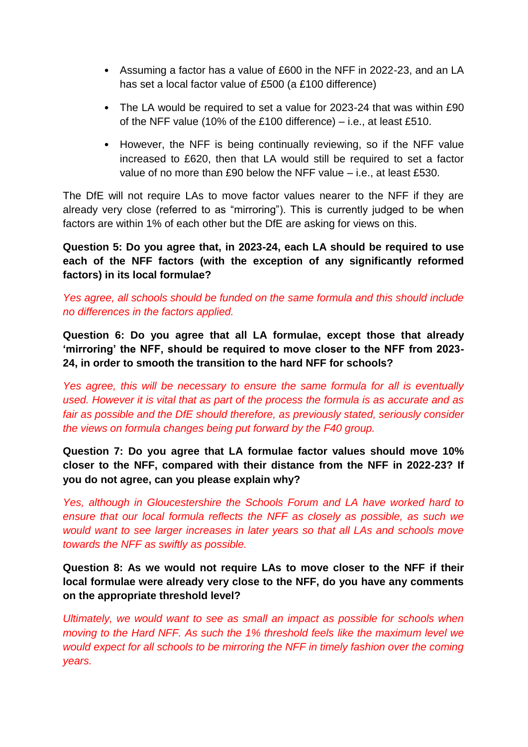- Assuming a factor has a value of £600 in the NFF in 2022-23, and an LA has set a local factor value of £500 (a £100 difference)
- The LA would be required to set a value for 2023-24 that was within £90 of the NFF value (10% of the £100 difference) – i.e., at least £510.
- However, the NFF is being continually reviewing, so if the NFF value increased to £620, then that LA would still be required to set a factor value of no more than £90 below the NFF value – i.e., at least £530.

The DfE will not require LAs to move factor values nearer to the NFF if they are already very close (referred to as "mirroring"). This is currently judged to be when factors are within 1% of each other but the DfE are asking for views on this.

**Question 5: Do you agree that, in 2023-24, each LA should be required to use each of the NFF factors (with the exception of any significantly reformed factors) in its local formulae?**

*Yes agree, all schools should be funded on the same formula and this should include no differences in the factors applied.*

**Question 6: Do you agree that all LA formulae, except those that already 'mirroring' the NFF, should be required to move closer to the NFF from 2023-24, in order to smooth the transition to the hard NFF for schools?**

*Yes agree, this will be necessary to ensure the same formula for all is eventually used. However it is vital that as part of the process the formula is as accurate and as fair as possible and the DfE should therefore, as previously stated, seriously consider the views on formula changes being put forward by the F40 group.*

**Question 7: Do you agree that LA formulae factor values should move 10% closer to the NFF, compared with their distance from the NFF in 2022-23? If you do not agree, can you please explain why?**

*Yes, although in Gloucestershire the Schools Forum and LA have worked hard to ensure that our local formula reflects the NFF as closely as possible, as such we would want to see larger increases in later years so that all LAs and schools move towards the NFF as swiftly as possible.*

**Question 8: As we would not require LAs to move closer to the NFF if their local formulae were already very close to the NFF, do you have any comments on the appropriate threshold level?**

*Ultimately, we would want to see as small an impact as possible for schools when moving to the Hard NFF. As such the 1% threshold feels like the maximum level we would expect for all schools to be mirroring the NFF in timely fashion over the coming years.*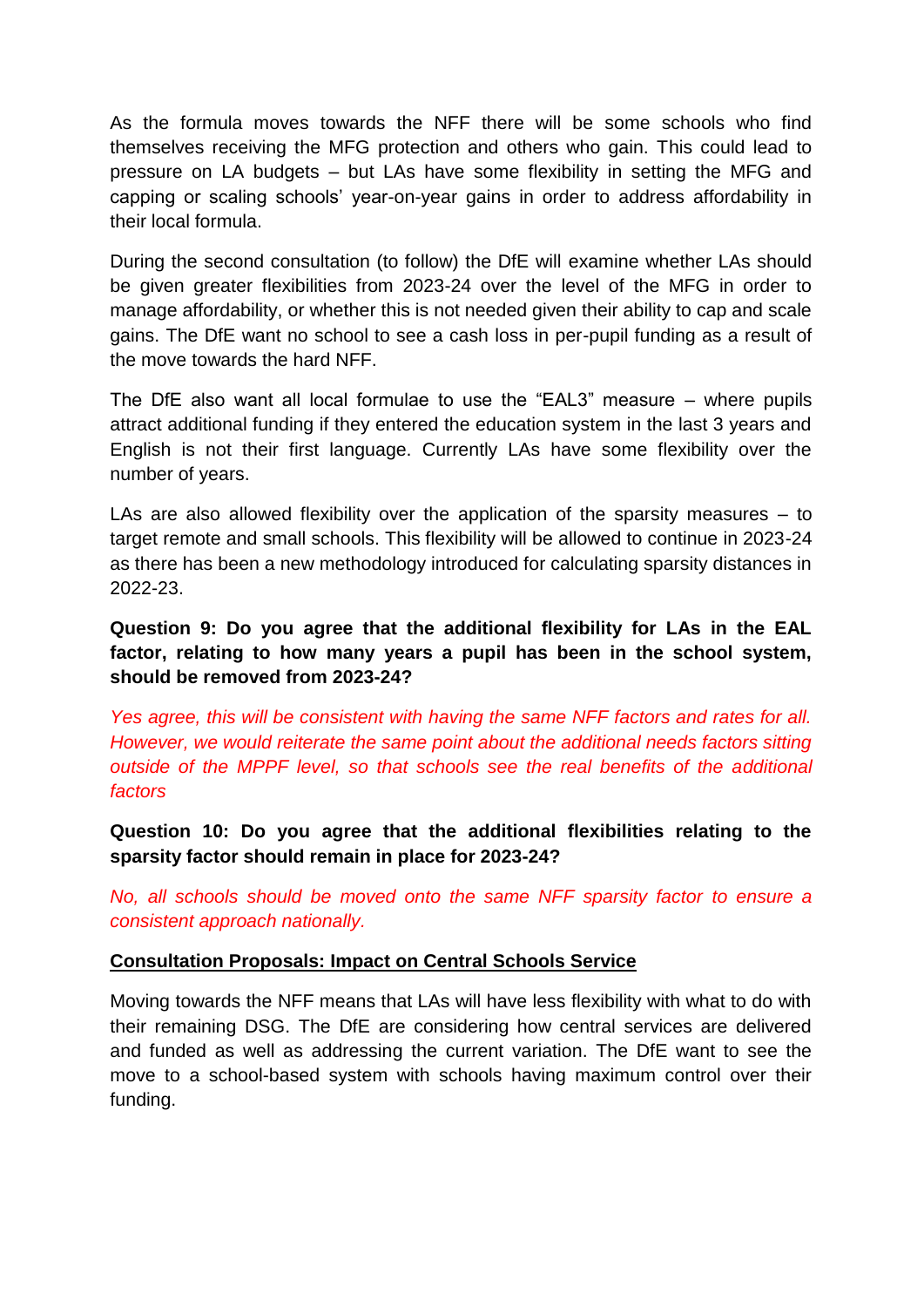As the formula moves towards the NFF there will be some schools who find themselves receiving the MFG protection and others who gain. This could lead to pressure on LA budgets – but LAs have some flexibility in setting the MFG and capping or scaling schools' year-on-year gains in order to address affordability in their local formula.

During the second consultation (to follow) the DfE will examine whether LAs should be given greater flexibilities from 2023-24 over the level of the MFG in order to manage affordability, or whether this is not needed given their ability to cap and scale gains. The DfE want no school to see a cash loss in per-pupil funding as a result of the move towards the hard NFF.

The DfE also want all local formulae to use the "EAL3" measure – where pupils attract additional funding if they entered the education system in the last 3 years and English is not their first language. Currently LAs have some flexibility over the number of years.

LAs are also allowed flexibility over the application of the sparsity measures – to target remote and small schools. This flexibility will be allowed to continue in 2023-24 as there has been a new methodology introduced for calculating sparsity distances in 2022-23.

**Question 9: Do you agree that the additional flexibility for LAs in the EAL factor, relating to how many years a pupil has been in the school system, should be removed from 2023-24?**

*Yes agree, this will be consistent with having the same NFF factors and rates for all. However, we would reiterate the same point about the additional needs factors sitting outside of the MPPF level, so that schools see the real benefits of the additional factors*

**Question 10: Do you agree that the additional flexibilities relating to the sparsity factor should remain in place for 2023-24?**

*No, all schools should be moved onto the same NFF sparsity factor to ensure a consistent approach nationally.*

**Consultation Proposals: Impact on Central Schools Service**

Moving towards the NFF means that LAs will have less flexibility with what to do with their remaining DSG. The DfE are considering how central services are delivered and funded as well as addressing the current variation. The DfE want to see the move to a school-based system with schools having maximum control over their funding.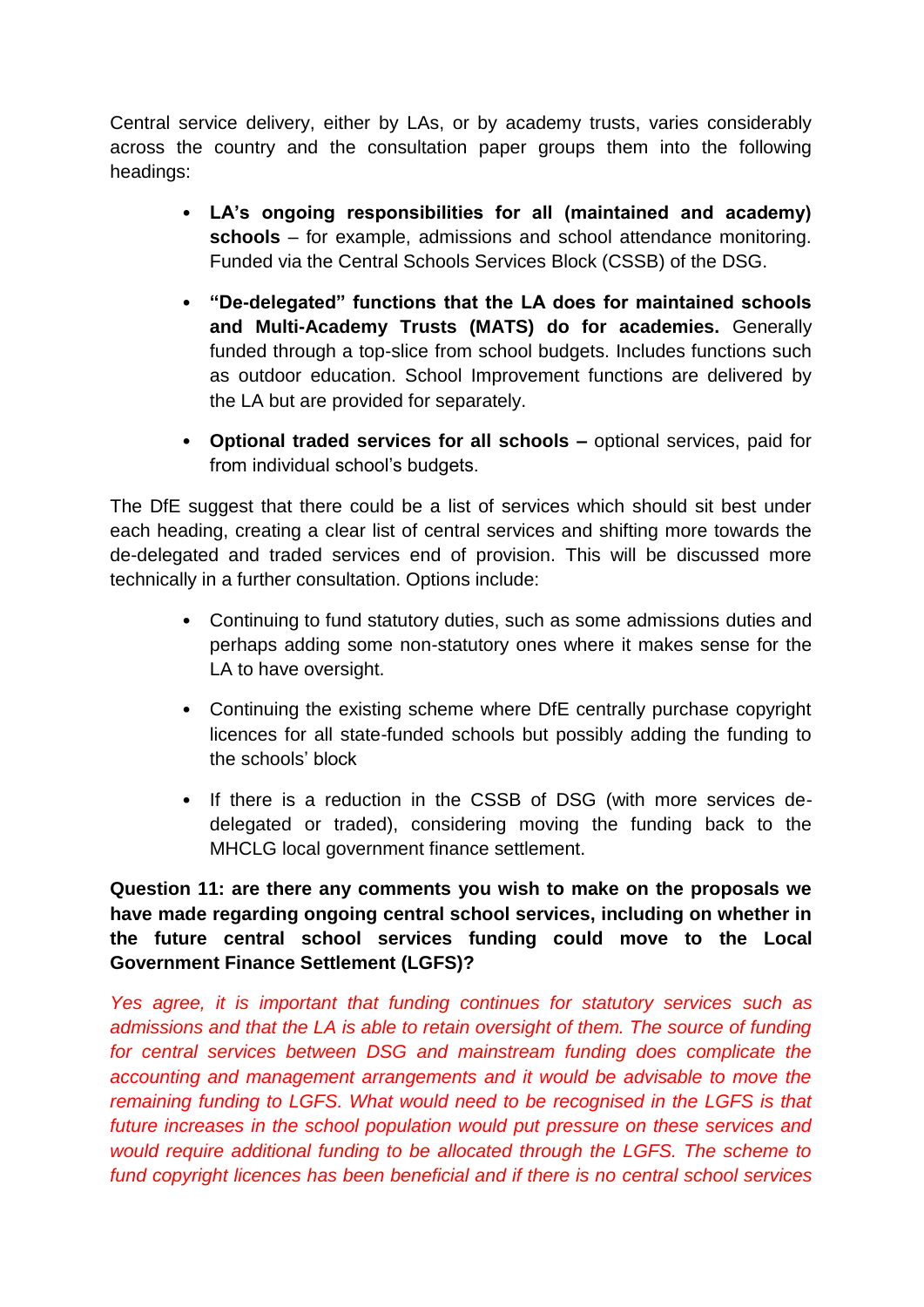Central service delivery, either by LAs, or by academy trusts, varies considerably across the country and the consultation paper groups them into the following headings:

- **LA's ongoing responsibilities for all (maintained and academy) schools** – for example, admissions and school attendance monitoring. Funded via the Central Schools Services Block (CSSB) of the DSG.
- **"De-delegated" functions that the LA does for maintained schools and Multi-Academy Trusts (MATS) do for academies.** Generally funded through a top-slice from school budgets. Includes functions such as outdoor education. School Improvement functions are delivered by the LA but are provided for separately.
- **Optional traded services for all schools –** optional services, paid for from individual school's budgets.

The DfE suggest that there could be a list of services which should sit best under each heading, creating a clear list of central services and shifting more towards the de-delegated and traded services end of provision. This will be discussed more technically in a further consultation. Options include:

- Continuing to fund statutory duties, such as some admissions duties and perhaps adding some non-statutory ones where it makes sense for the LA to have oversight.
- Continuing the existing scheme where DfE centrally purchase copyright licences for all state-funded schools but possibly adding the funding to the schools' block
- If there is a reduction in the CSSB of DSG (with more services de-delegated or traded), considering moving the funding back to the MHCLG local government finance settlement.

**Question 11: are there any comments you wish to make on the proposals we have made regarding ongoing central school services, including on whether in the future central school services funding could move to the Local Government Finance Settlement (LGFS)?**

*Yes agree, it is important that funding continues for statutory services such as admissions and that the LA is able to retain oversight of them. The source of funding for central services between DSG and mainstream funding does complicate the accounting and management arrangements and it would be advisable to move the remaining funding to LGFS. What would need to be recognised in the LGFS is that future increases in the school population would put pressure on these services and would require additional funding to be allocated through the LGFS. The scheme to fund copyright licences has been beneficial and if there is no central school services*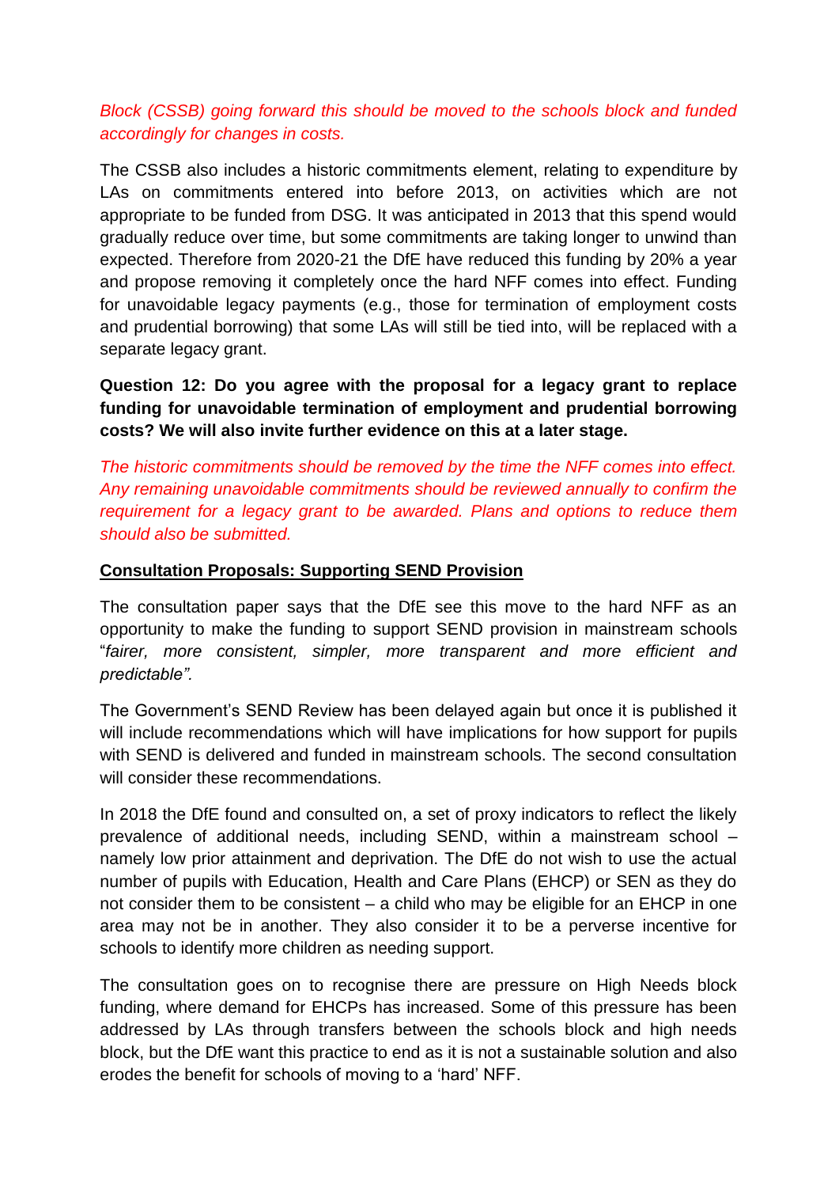*Block (CSSB) going forward this should be moved to the schools block and funded accordingly for changes in costs.*

The CSSB also includes a historic commitments element, relating to expenditure by LAs on commitments entered into before 2013, on activities which are not appropriate to be funded from DSG. It was anticipated in 2013 that this spend would gradually reduce over time, but some commitments are taking longer to unwind than expected. Therefore from 2020-21 the DfE have reduced this funding by 20% a year and propose removing it completely once the hard NFF comes into effect. Funding for unavoidable legacy payments (e.g., those for termination of employment costs and prudential borrowing) that some LAs will still be tied into, will be replaced with a separate legacy grant.

**Question 12: Do you agree with the proposal for a legacy grant to replace funding for unavoidable termination of employment and prudential borrowing costs? We will also invite further evidence on this at a later stage.**

*The historic commitments should be removed by the time the NFF comes into effect. Any remaining unavoidable commitments should be reviewed annually to confirm the requirement for a legacy grant to be awarded. Plans and options to reduce them should also be submitted.*

**Consultation Proposals: Supporting SEND Provision**

The consultation paper says that the DfE see this move to the hard NFF as an opportunity to make the funding to support SEND provision in mainstream schools "*fairer, more consistent, simpler, more transparent and more efficient and predictable".*

The Government's SEND Review has been delayed again but once it is published it will include recommendations which will have implications for how support for pupils with SEND is delivered and funded in mainstream schools. The second consultation will consider these recommendations.

In 2018 the DfE found and consulted on, a set of proxy indicators to reflect the likely prevalence of additional needs, including SEND, within a mainstream school – namely low prior attainment and deprivation. The DfE do not wish to use the actual number of pupils with Education, Health and Care Plans (EHCP) or SEN as they do not consider them to be consistent – a child who may be eligible for an EHCP in one area may not be in another. They also consider it to be a perverse incentive for schools to identify more children as needing support.

The consultation goes on to recognise there are pressure on High Needs block funding, where demand for EHCPs has increased. Some of this pressure has been addressed by LAs through transfers between the schools block and high needs block, but the DfE want this practice to end as it is not a sustainable solution and also erodes the benefit for schools of moving to a 'hard' NFF.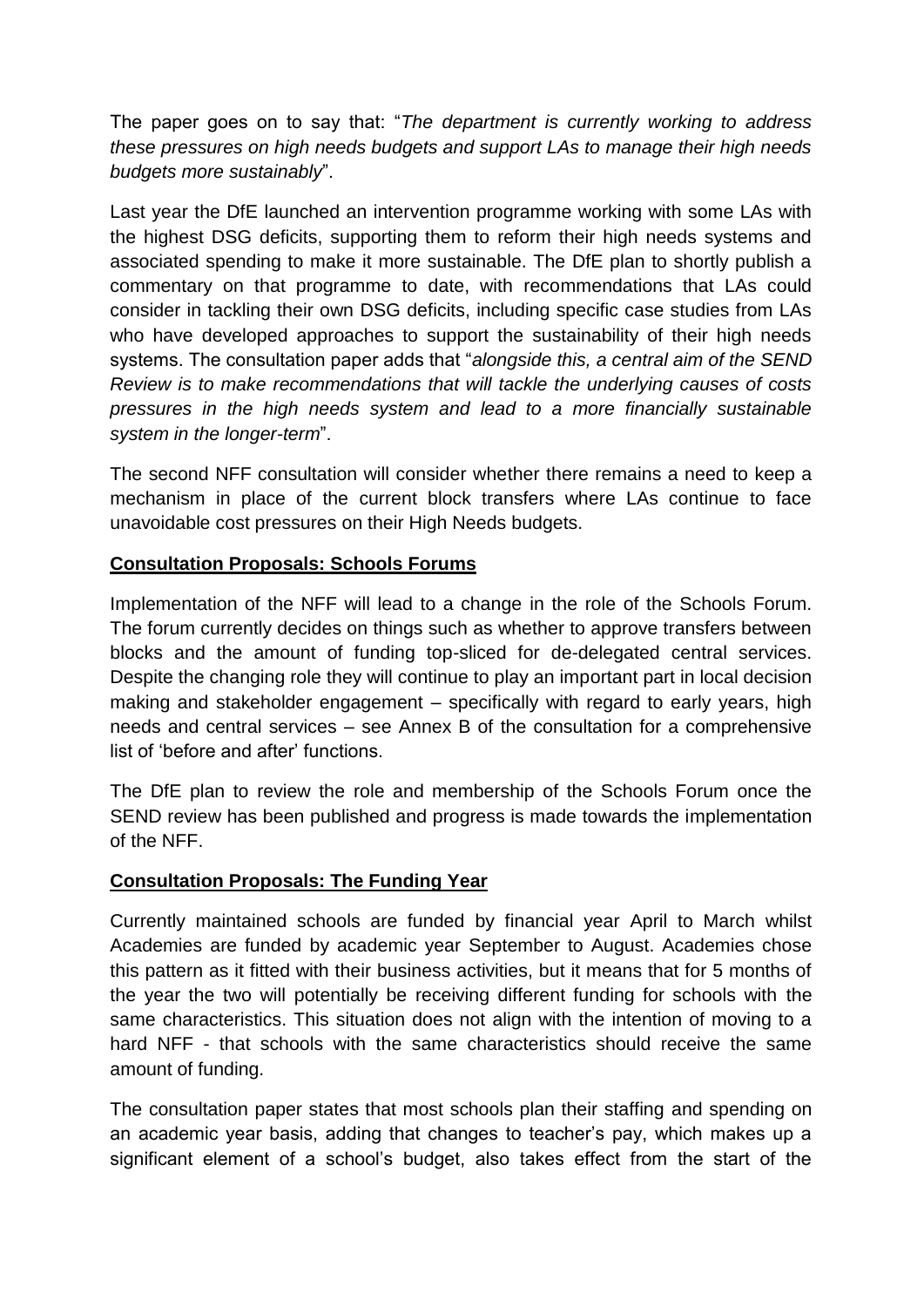The paper goes on to say that: "*The department is currently working to address these pressures on high needs budgets and support LAs to manage their high needs budgets more sustainably*".

Last year the DfE launched an intervention programme working with some LAs with the highest DSG deficits, supporting them to reform their high needs systems and associated spending to make it more sustainable. The DfE plan to shortly publish a commentary on that programme to date, with recommendations that LAs could consider in tackling their own DSG deficits, including specific case studies from LAs who have developed approaches to support the sustainability of their high needs systems. The consultation paper adds that "*alongside this, a central aim of the SEND Review is to make recommendations that will tackle the underlying causes of costs pressures in the high needs system and lead to a more financially sustainable system in the longer-term*".

The second NFF consultation will consider whether there remains a need to keep a mechanism in place of the current block transfers where LAs continue to face unavoidable cost pressures on their High Needs budgets.

**Consultation Proposals: Schools Forums**

Implementation of the NFF will lead to a change in the role of the Schools Forum. The forum currently decides on things such as whether to approve transfers between blocks and the amount of funding top-sliced for de-delegated central services. Despite the changing role they will continue to play an important part in local decision making and stakeholder engagement – specifically with regard to early years, high needs and central services – see Annex B of the consultation for a comprehensive list of 'before and after' functions.

The DfE plan to review the role and membership of the Schools Forum once the SEND review has been published and progress is made towards the implementation of the NFF.

**Consultation Proposals: The Funding Year**

Currently maintained schools are funded by financial year April to March whilst Academies are funded by academic year September to August. Academies chose this pattern as it fitted with their business activities, but it means that for 5 months of the year the two will potentially be receiving different funding for schools with the same characteristics. This situation does not align with the intention of moving to a hard NFF - that schools with the same characteristics should receive the same amount of funding.

The consultation paper states that most schools plan their staffing and spending on an academic year basis, adding that changes to teacher's pay, which makes up a significant element of a school's budget, also takes effect from the start of the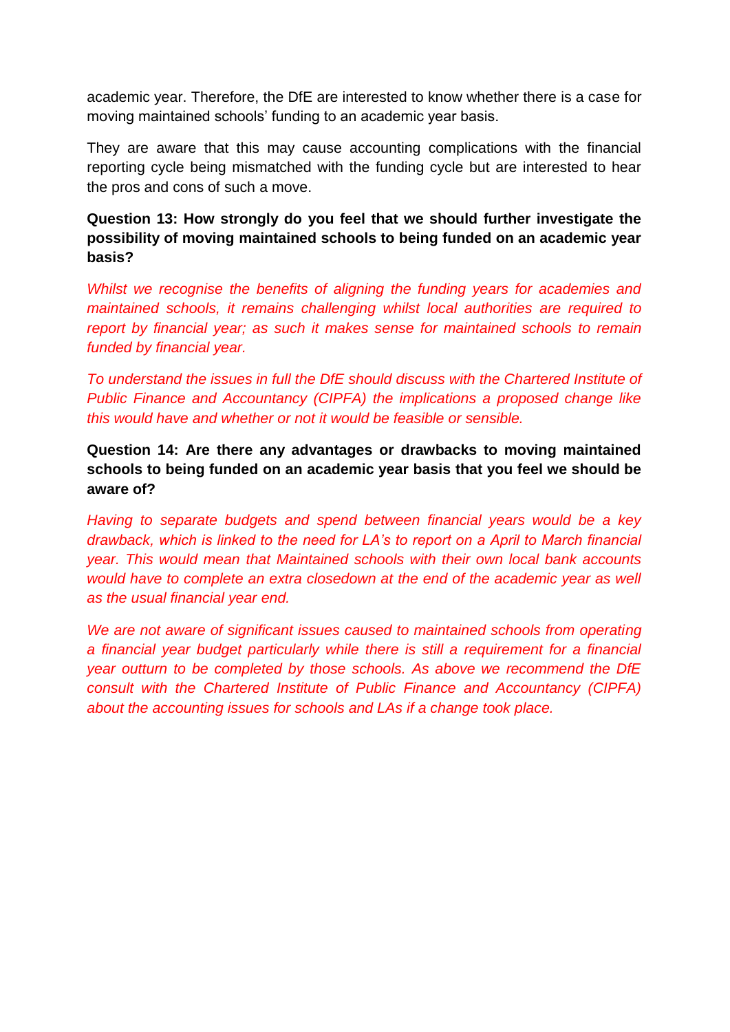academic year. Therefore, the DfE are interested to know whether there is a case for moving maintained schools' funding to an academic year basis.

They are aware that this may cause accounting complications with the financial reporting cycle being mismatched with the funding cycle but are interested to hear the pros and cons of such a move.

**Question 13: How strongly do you feel that we should further investigate the possibility of moving maintained schools to being funded on an academic year basis?**

*Whilst we recognise the benefits of aligning the funding years for academies and maintained schools, it remains challenging whilst local authorities are required to report by financial year; as such it makes sense for maintained schools to remain funded by financial year.*

*To understand the issues in full the DfE should discuss with the Chartered Institute of Public Finance and Accountancy (CIPFA) the implications a proposed change like this would have and whether or not it would be feasible or sensible.*

**Question 14: Are there any advantages or drawbacks to moving maintained schools to being funded on an academic year basis that you feel we should be aware of?**

*Having to separate budgets and spend between financial years would be a key drawback, which is linked to the need for LA's to report on a April to March financial year. This would mean that Maintained schools with their own local bank accounts would have to complete an extra closedown at the end of the academic year as well as the usual financial year end.*

*We are not aware of significant issues caused to maintained schools from operating a financial year budget particularly while there is still a requirement for a financial year outturn to be completed by those schools. As above we recommend the DfE consult with the Chartered Institute of Public Finance and Accountancy (CIPFA) about the accounting issues for schools and LAs if a change took place.*